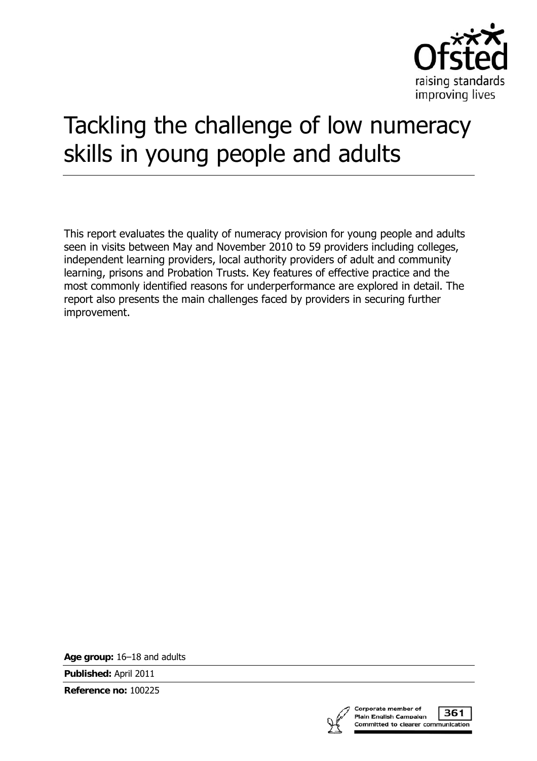Ofsted

raising standards
improving lives

# Tackling the challenge of low numeracy skills in young people and adults

This report evaluates the quality of numeracy provision for young people and adults seen in visits between May and November 2010 to 59 providers including colleges, independent learning providers, local authority providers of adult and community learning, prisons and Probation Trusts. Key features of effective practice and the most commonly identified reasons for underperformance are explored in detail. The report also presents the main challenges faced by providers in securing further improvement.

**Age group:** 16–18 and adults

**Published:** April 2011

**Reference no:** 100225

Corporate member of Plain English Campaign
Committed to clearer communication
361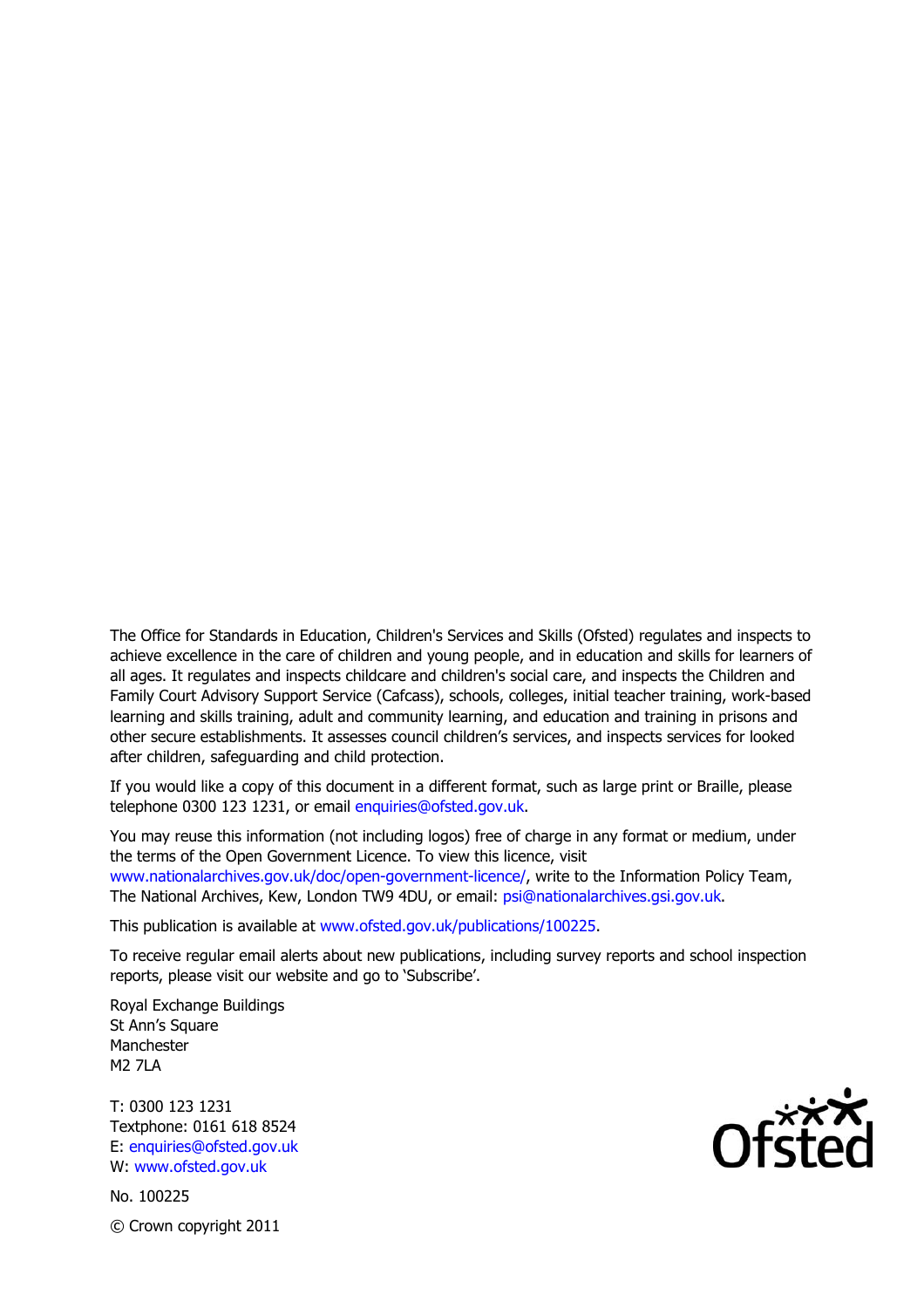The Office for Standards in Education, Children's Services and Skills (Ofsted) regulates and inspects to achieve excellence in the care of children and young people, and in education and skills for learners of all ages. It regulates and inspects childcare and children's social care, and inspects the Children and Family Court Advisory Support Service (Cafcass), schools, colleges, initial teacher training, work-based learning and skills training, adult and community learning, and education and training in prisons and other secure establishments. It assesses council children's services, and inspects services for looked after children, safeguarding and child protection.

If you would like a copy of this document in a different format, such as large print or Braille, please telephone 0300 123 1231, or email enquiries@ofsted.gov.uk.

You may reuse this information (not including logos) free of charge in any format or medium, under the terms of the Open Government Licence. To view this licence, visit www.nationalarchives.gov.uk/doc/open-government-licence/, write to the Information Policy Team, The National Archives, Kew, London TW9 4DU, or email: psi@nationalarchives.gsi.gov.uk.

This publication is available at www.ofsted.gov.uk/publications/100225.

To receive regular email alerts about new publications, including survey reports and school inspection reports, please visit our website and go to 'Subscribe'.

Royal Exchange Buildings
St Ann's Square
Manchester
M2 7LA

T: 0300 123 1231
Textphone: 0161 618 8524
E: enquiries@ofsted.gov.uk
W: www.ofsted.gov.uk

No. 100225

© Crown copyright 2011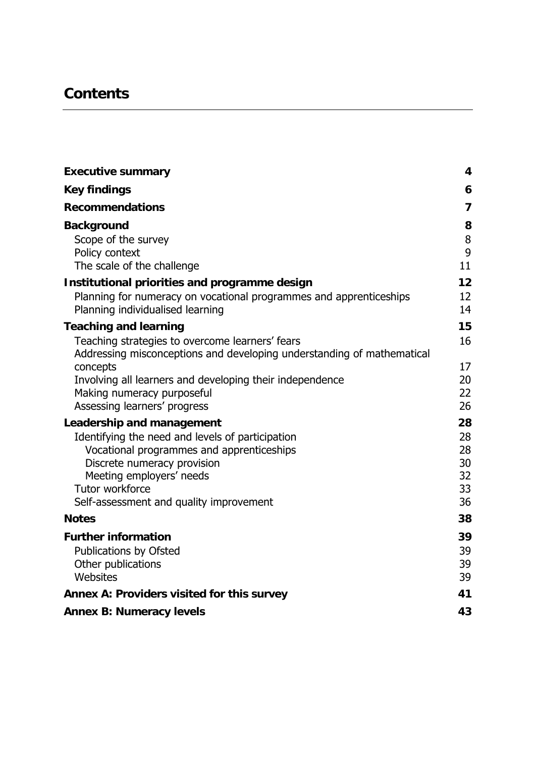# Contents

| | |
|---|---|
| **Executive summary** | **4** |
| **Key findings** | **6** |
| **Recommendations** | **7** |
| **Background** | **8** |
| Scope of the survey | 8 |
| Policy context | 9 |
| The scale of the challenge | 11 |
| **Institutional priorities and programme design** | **12** |
| Planning for numeracy on vocational programmes and apprenticeships | 12 |
| Planning individualised learning | 14 |
| **Teaching and learning** | **15** |
| Teaching strategies to overcome learners' fears | 16 |
| Addressing misconceptions and developing understanding of mathematical concepts | 17 |
| Involving all learners and developing their independence | 20 |
| Making numeracy purposeful | 22 |
| Assessing learners' progress | 26 |
| **Leadership and management** | **28** |
| Identifying the need and levels of participation | 28 |
| Vocational programmes and apprenticeships | 28 |
| Discrete numeracy provision | 30 |
| Meeting employers' needs | 32 |
| Tutor workforce | 33 |
| Self-assessment and quality improvement | 36 |
| **Notes** | **38** |
| **Further information** | **39** |
| Publications by Ofsted | 39 |
| Other publications | 39 |
| Websites | 39 |
| **Annex A: Providers visited for this survey** | **41** |
| **Annex B: Numeracy levels** | **43** |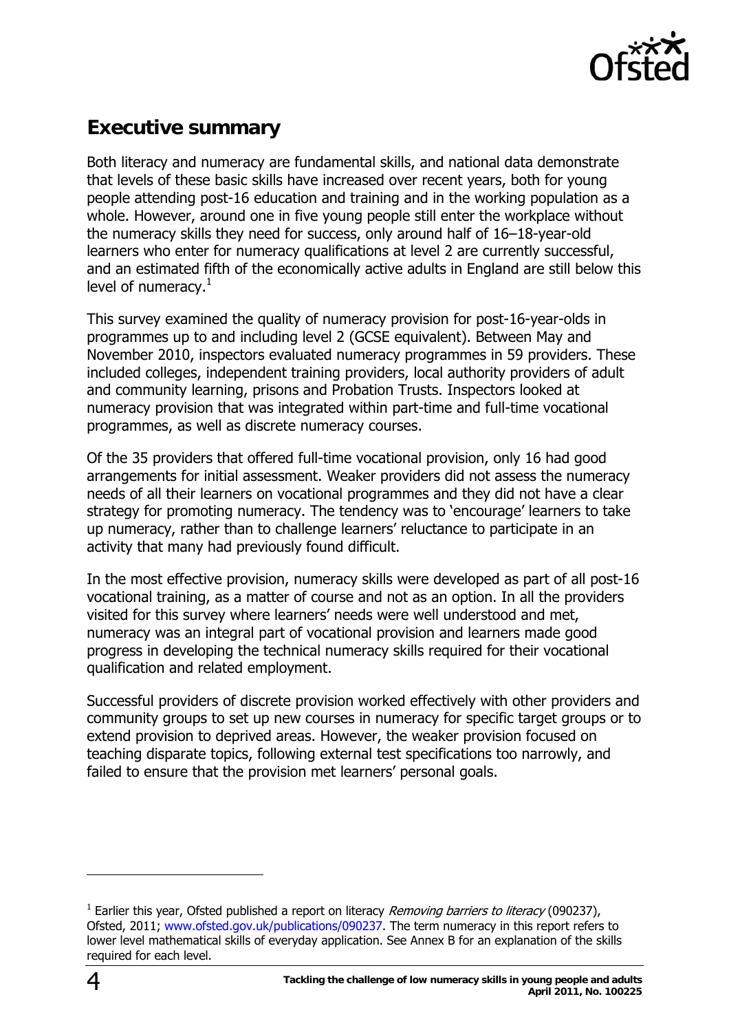## Executive summary

Both literacy and numeracy are fundamental skills, and national data demonstrate that levels of these basic skills have increased over recent years, both for young people attending post-16 education and training and in the working population as a whole. However, around one in five young people still enter the workplace without the numeracy skills they need for success, only around half of 16–18-year-old learners who enter for numeracy qualifications at level 2 are currently successful, and an estimated fifth of the economically active adults in England are still below this level of numeracy.[1]

This survey examined the quality of numeracy provision for post-16-year-olds in programmes up to and including level 2 (GCSE equivalent). Between May and November 2010, inspectors evaluated numeracy programmes in 59 providers. These included colleges, independent training providers, local authority providers of adult and community learning, prisons and Probation Trusts. Inspectors looked at numeracy provision that was integrated within part-time and full-time vocational programmes, as well as discrete numeracy courses.

Of the 35 providers that offered full-time vocational provision, only 16 had good arrangements for initial assessment. Weaker providers did not assess the numeracy needs of all their learners on vocational programmes and they did not have a clear strategy for promoting numeracy. The tendency was to 'encourage' learners to take up numeracy, rather than to challenge learners' reluctance to participate in an activity that many had previously found difficult.

In the most effective provision, numeracy skills were developed as part of all post-16 vocational training, as a matter of course and not as an option. In all the providers visited for this survey where learners' needs were well understood and met, numeracy was an integral part of vocational provision and learners made good progress in developing the technical numeracy skills required for their vocational qualification and related employment.

Successful providers of discrete provision worked effectively with other providers and community groups to set up new courses in numeracy for specific target groups or to extend provision to deprived areas. However, the weaker provision focused on teaching disparate topics, following external test specifications too narrowly, and failed to ensure that the provision met learners' personal goals.

---

[1] Earlier this year, Ofsted published a report on literacy *Removing barriers to literacy* (090237), Ofsted, 2011; www.ofsted.gov.uk/publications/090237. The term numeracy in this report refers to lower level mathematical skills of everyday application. See Annex B for an explanation of the skills required for each level.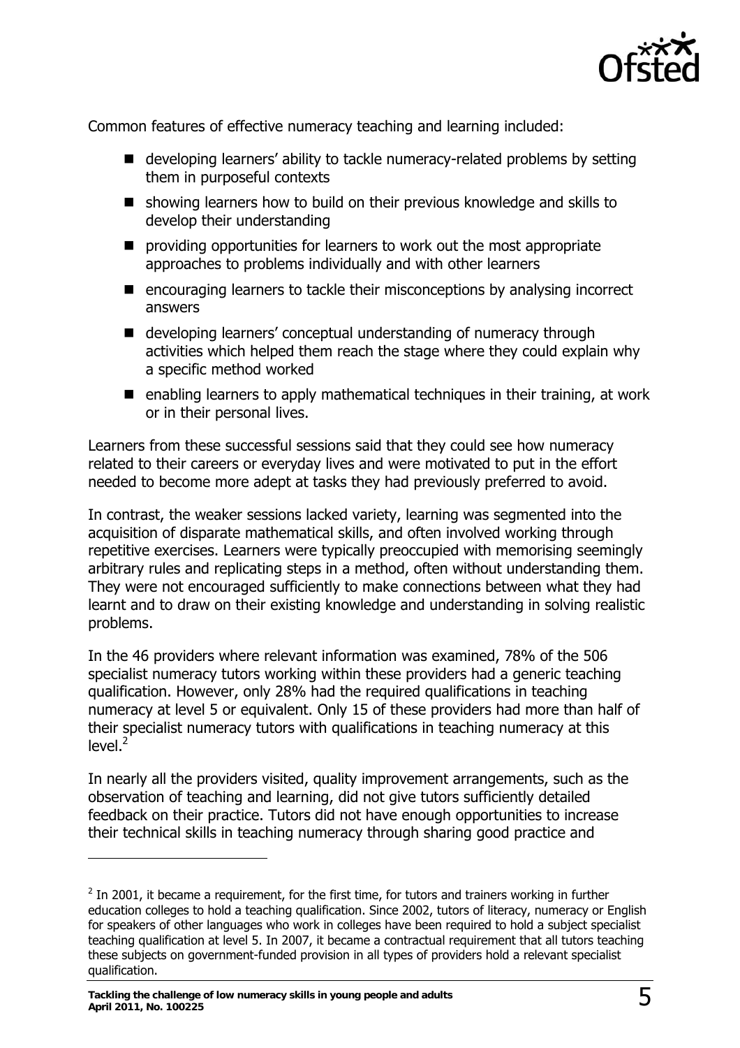Common features of effective numeracy teaching and learning included:

- developing learners' ability to tackle numeracy-related problems by setting them in purposeful contexts
- showing learners how to build on their previous knowledge and skills to develop their understanding
- providing opportunities for learners to work out the most appropriate approaches to problems individually and with other learners
- encouraging learners to tackle their misconceptions by analysing incorrect answers
- developing learners' conceptual understanding of numeracy through activities which helped them reach the stage where they could explain why a specific method worked
- enabling learners to apply mathematical techniques in their training, at work or in their personal lives.

Learners from these successful sessions said that they could see how numeracy related to their careers or everyday lives and were motivated to put in the effort needed to become more adept at tasks they had previously preferred to avoid.

In contrast, the weaker sessions lacked variety, learning was segmented into the acquisition of disparate mathematical skills, and often involved working through repetitive exercises. Learners were typically preoccupied with memorising seemingly arbitrary rules and replicating steps in a method, often without understanding them. They were not encouraged sufficiently to make connections between what they had learnt and to draw on their existing knowledge and understanding in solving realistic problems.

In the 46 providers where relevant information was examined, 78% of the 506 specialist numeracy tutors working within these providers had a generic teaching qualification. However, only 28% had the required qualifications in teaching numeracy at level 5 or equivalent. Only 15 of these providers had more than half of their specialist numeracy tutors with qualifications in teaching numeracy at this level.[2]

In nearly all the providers visited, quality improvement arrangements, such as the observation of teaching and learning, did not give tutors sufficiently detailed feedback on their practice. Tutors did not have enough opportunities to increase their technical skills in teaching numeracy through sharing good practice and

---

[2] In 2001, it became a requirement, for the first time, for tutors and trainers working in further education colleges to hold a teaching qualification. Since 2002, tutors of literacy, numeracy or English for speakers of other languages who work in colleges have been required to hold a subject specialist teaching qualification at level 5. In 2007, it became a contractual requirement that all tutors teaching these subjects on government-funded provision in all types of providers hold a relevant specialist qualification.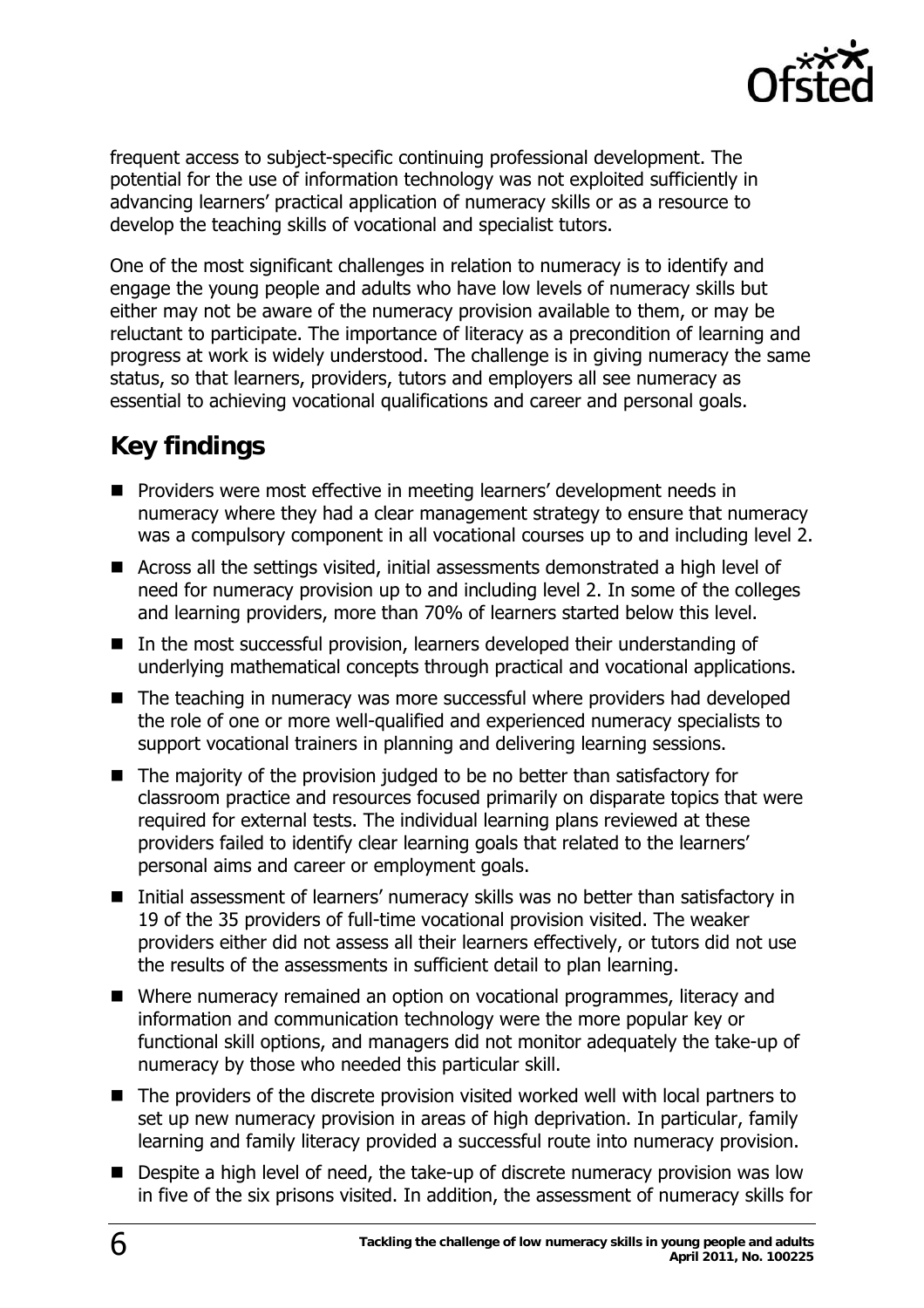frequent access to subject-specific continuing professional development. The potential for the use of information technology was not exploited sufficiently in advancing learners' practical application of numeracy skills or as a resource to develop the teaching skills of vocational and specialist tutors.

One of the most significant challenges in relation to numeracy is to identify and engage the young people and adults who have low levels of numeracy skills but either may not be aware of the numeracy provision available to them, or may be reluctant to participate. The importance of literacy as a precondition of learning and progress at work is widely understood. The challenge is in giving numeracy the same status, so that learners, providers, tutors and employers all see numeracy as essential to achieving vocational qualifications and career and personal goals.

## Key findings

- Providers were most effective in meeting learners' development needs in numeracy where they had a clear management strategy to ensure that numeracy was a compulsory component in all vocational courses up to and including level 2.
- Across all the settings visited, initial assessments demonstrated a high level of need for numeracy provision up to and including level 2. In some of the colleges and learning providers, more than 70% of learners started below this level.
- In the most successful provision, learners developed their understanding of underlying mathematical concepts through practical and vocational applications.
- The teaching in numeracy was more successful where providers had developed the role of one or more well-qualified and experienced numeracy specialists to support vocational trainers in planning and delivering learning sessions.
- The majority of the provision judged to be no better than satisfactory for classroom practice and resources focused primarily on disparate topics that were required for external tests. The individual learning plans reviewed at these providers failed to identify clear learning goals that related to the learners' personal aims and career or employment goals.
- Initial assessment of learners' numeracy skills was no better than satisfactory in 19 of the 35 providers of full-time vocational provision visited. The weaker providers either did not assess all their learners effectively, or tutors did not use the results of the assessments in sufficient detail to plan learning.
- Where numeracy remained an option on vocational programmes, literacy and information and communication technology were the more popular key or functional skill options, and managers did not monitor adequately the take-up of numeracy by those who needed this particular skill.
- The providers of the discrete provision visited worked well with local partners to set up new numeracy provision in areas of high deprivation. In particular, family learning and family literacy provided a successful route into numeracy provision.
- Despite a high level of need, the take-up of discrete numeracy provision was low in five of the six prisons visited. In addition, the assessment of numeracy skills for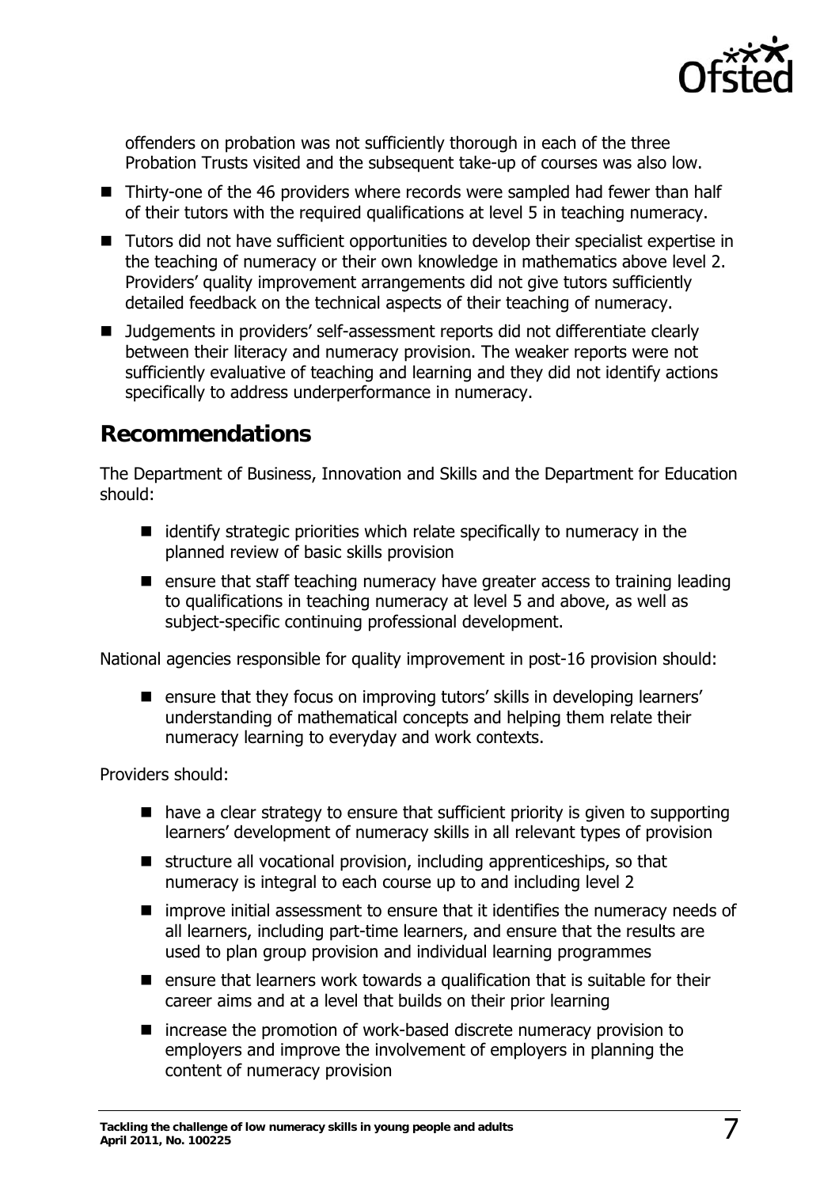offenders on probation was not sufficiently thorough in each of the three Probation Trusts visited and the subsequent take-up of courses was also low.

- Thirty-one of the 46 providers where records were sampled had fewer than half of their tutors with the required qualifications at level 5 in teaching numeracy.
- Tutors did not have sufficient opportunities to develop their specialist expertise in the teaching of numeracy or their own knowledge in mathematics above level 2. Providers' quality improvement arrangements did not give tutors sufficiently detailed feedback on the technical aspects of their teaching of numeracy.
- Judgements in providers' self-assessment reports did not differentiate clearly between their literacy and numeracy provision. The weaker reports were not sufficiently evaluative of teaching and learning and they did not identify actions specifically to address underperformance in numeracy.

## Recommendations

The Department of Business, Innovation and Skills and the Department for Education should:

- identify strategic priorities which relate specifically to numeracy in the planned review of basic skills provision
- ensure that staff teaching numeracy have greater access to training leading to qualifications in teaching numeracy at level 5 and above, as well as subject-specific continuing professional development.

National agencies responsible for quality improvement in post-16 provision should:

- ensure that they focus on improving tutors' skills in developing learners' understanding of mathematical concepts and helping them relate their numeracy learning to everyday and work contexts.

Providers should:

- have a clear strategy to ensure that sufficient priority is given to supporting learners' development of numeracy skills in all relevant types of provision
- structure all vocational provision, including apprenticeships, so that numeracy is integral to each course up to and including level 2
- improve initial assessment to ensure that it identifies the numeracy needs of all learners, including part-time learners, and ensure that the results are used to plan group provision and individual learning programmes
- ensure that learners work towards a qualification that is suitable for their career aims and at a level that builds on their prior learning
- increase the promotion of work-based discrete numeracy provision to employers and improve the involvement of employers in planning the content of numeracy provision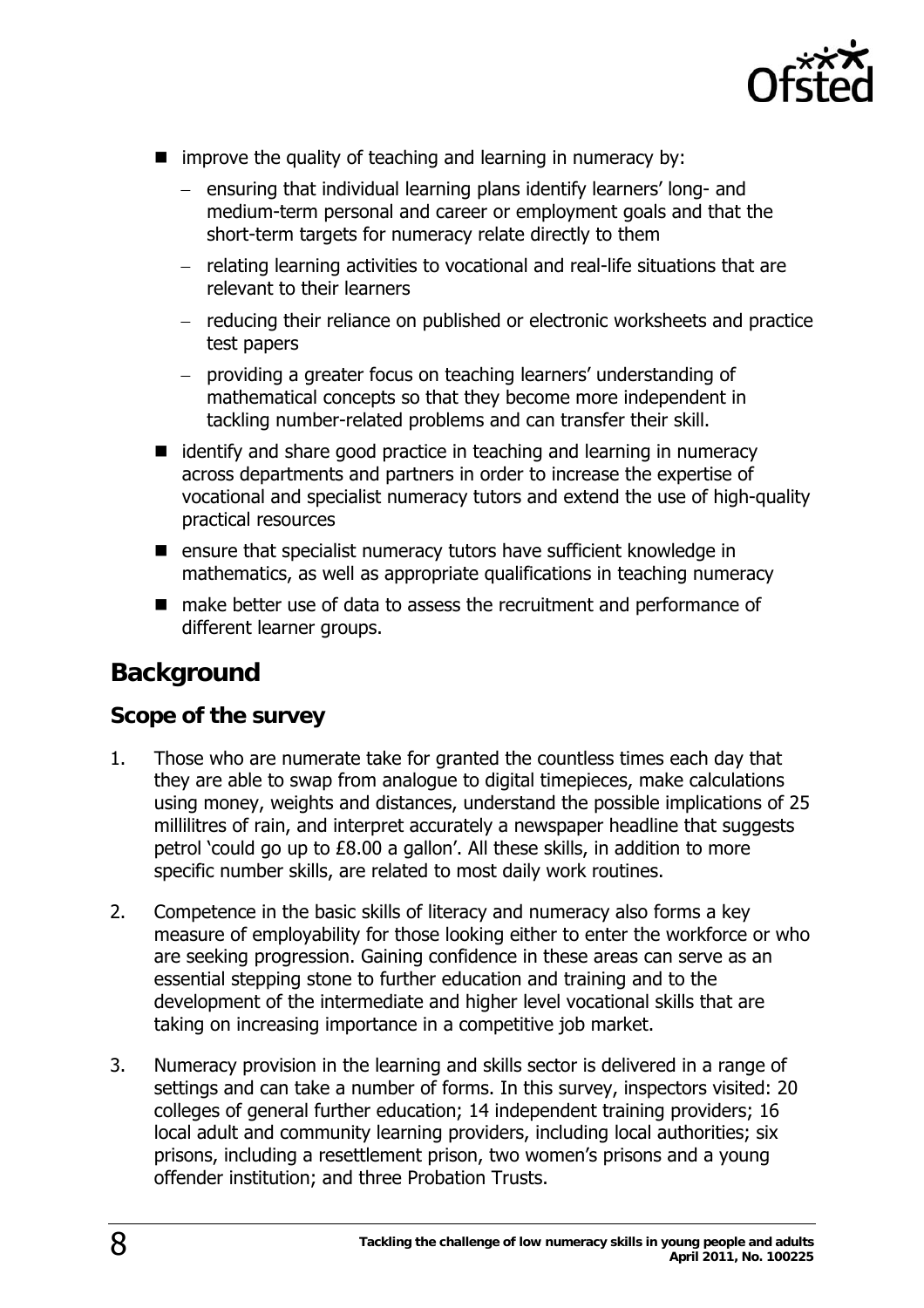- improve the quality of teaching and learning in numeracy by:
  - ensuring that individual learning plans identify learners' long- and medium-term personal and career or employment goals and that the short-term targets for numeracy relate directly to them
  - relating learning activities to vocational and real-life situations that are relevant to their learners
  - reducing their reliance on published or electronic worksheets and practice test papers
  - providing a greater focus on teaching learners' understanding of mathematical concepts so that they become more independent in tackling number-related problems and can transfer their skill.
- identify and share good practice in teaching and learning in numeracy across departments and partners in order to increase the expertise of vocational and specialist numeracy tutors and extend the use of high-quality practical resources
- ensure that specialist numeracy tutors have sufficient knowledge in mathematics, as well as appropriate qualifications in teaching numeracy
- make better use of data to assess the recruitment and performance of different learner groups.

## Background

### Scope of the survey

1. Those who are numerate take for granted the countless times each day that they are able to swap from analogue to digital timepieces, make calculations using money, weights and distances, understand the possible implications of 25 millilitres of rain, and interpret accurately a newspaper headline that suggests petrol 'could go up to £8.00 a gallon'. All these skills, in addition to more specific number skills, are related to most daily work routines.

2. Competence in the basic skills of literacy and numeracy also forms a key measure of employability for those looking either to enter the workforce or who are seeking progression. Gaining confidence in these areas can serve as an essential stepping stone to further education and training and to the development of the intermediate and higher level vocational skills that are taking on increasing importance in a competitive job market.

3. Numeracy provision in the learning and skills sector is delivered in a range of settings and can take a number of forms. In this survey, inspectors visited: 20 colleges of general further education; 14 independent training providers; 16 local adult and community learning providers, including local authorities; six prisons, including a resettlement prison, two women's prisons and a young offender institution; and three Probation Trusts.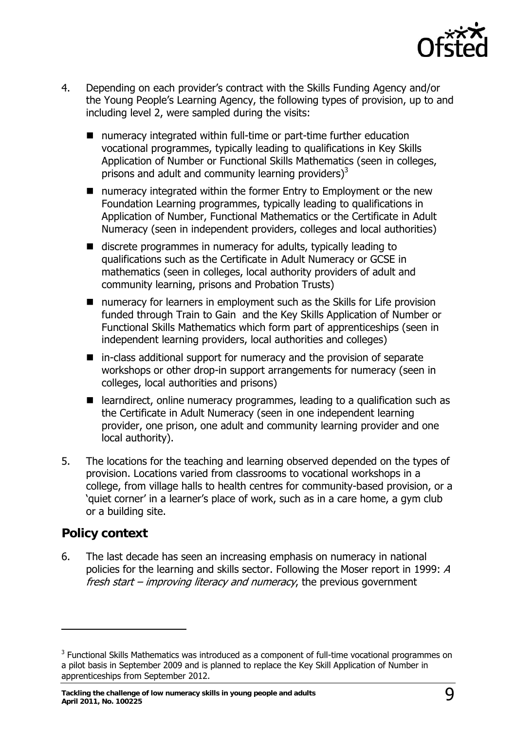4. Depending on each provider's contract with the Skills Funding Agency and/or the Young People's Learning Agency, the following types of provision, up to and including level 2, were sampled during the visits:

   - numeracy integrated within full-time or part-time further education vocational programmes, typically leading to qualifications in Key Skills Application of Number or Functional Skills Mathematics (seen in colleges, prisons and adult and community learning providers)[3]
   - numeracy integrated within the former Entry to Employment or the new Foundation Learning programmes, typically leading to qualifications in Application of Number, Functional Mathematics or the Certificate in Adult Numeracy (seen in independent providers, colleges and local authorities)
   - discrete programmes in numeracy for adults, typically leading to qualifications such as the Certificate in Adult Numeracy or GCSE in mathematics (seen in colleges, local authority providers of adult and community learning, prisons and Probation Trusts)
   - numeracy for learners in employment such as the Skills for Life provision funded through Train to Gain and the Key Skills Application of Number or Functional Skills Mathematics which form part of apprenticeships (seen in independent learning providers, local authorities and colleges)
   - in-class additional support for numeracy and the provision of separate workshops or other drop-in support arrangements for numeracy (seen in colleges, local authorities and prisons)
   - learndirect, online numeracy programmes, leading to a qualification such as the Certificate in Adult Numeracy (seen in one independent learning provider, one prison, one adult and community learning provider and one local authority).

5. The locations for the teaching and learning observed depended on the types of provision. Locations varied from classrooms to vocational workshops in a college, from village halls to health centres for community-based provision, or a 'quiet corner' in a learner's place of work, such as in a care home, a gym club or a building site.

## Policy context

6. The last decade has seen an increasing emphasis on numeracy in national policies for the learning and skills sector. Following the Moser report in 1999: *A fresh start – improving literacy and numeracy*, the previous government

---

[3] Functional Skills Mathematics was introduced as a component of full-time vocational programmes on a pilot basis in September 2009 and is planned to replace the Key Skill Application of Number in apprenticeships from September 2012.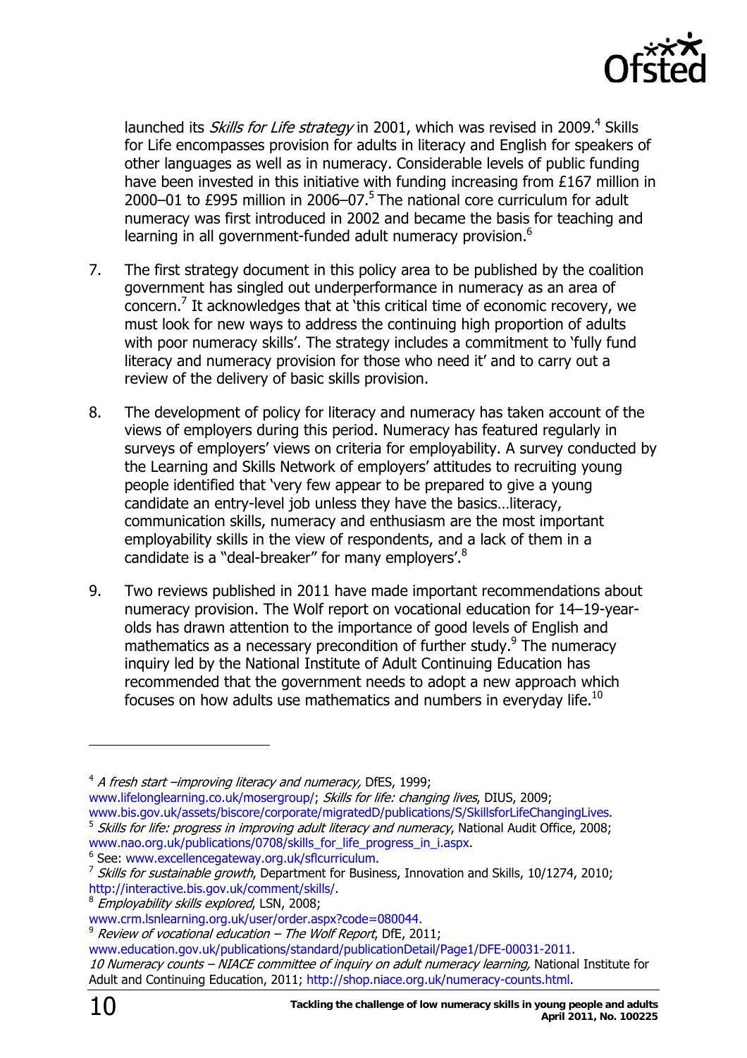launched its *Skills for Life strategy* in 2001, which was revised in 2009.[4] Skills for Life encompasses provision for adults in literacy and English for speakers of other languages as well as in numeracy. Considerable levels of public funding have been invested in this initiative with funding increasing from £167 million in 2000–01 to £995 million in 2006–07.[5] The national core curriculum for adult numeracy was first introduced in 2002 and became the basis for teaching and learning in all government-funded adult numeracy provision.[6]

7. The first strategy document in this policy area to be published by the coalition government has singled out underperformance in numeracy as an area of concern.[7] It acknowledges that at 'this critical time of economic recovery, we must look for new ways to address the continuing high proportion of adults with poor numeracy skills'. The strategy includes a commitment to 'fully fund literacy and numeracy provision for those who need it' and to carry out a review of the delivery of basic skills provision.

8. The development of policy for literacy and numeracy has taken account of the views of employers during this period. Numeracy has featured regularly in surveys of employers' views on criteria for employability. A survey conducted by the Learning and Skills Network of employers' attitudes to recruiting young people identified that 'very few appear to be prepared to give a young candidate an entry-level job unless they have the basics…literacy, communication skills, numeracy and enthusiasm are the most important employability skills in the view of respondents, and a lack of them in a candidate is a "deal-breaker" for many employers'.[8]

9. Two reviews published in 2011 have made important recommendations about numeracy provision. The Wolf report on vocational education for 14–19-year-olds has drawn attention to the importance of good levels of English and mathematics as a necessary precondition of further study.[9] The numeracy inquiry led by the National Institute of Adult Continuing Education has recommended that the government needs to adopt a new approach which focuses on how adults use mathematics and numbers in everyday life.[10]

---

[4] *A fresh start –improving literacy and numeracy,* DfES, 1999; www.lifelonglearning.co.uk/mosergroup/; *Skills for life: changing lives*, DIUS, 2009; www.bis.gov.uk/assets/biscore/corporate/migratedD/publications/S/SkillsforLifeChangingLives.

[5] *Skills for life: progress in improving adult literacy and numeracy*, National Audit Office, 2008; www.nao.org.uk/publications/0708/skills_for_life_progress_in_i.aspx.

[6] See: www.excellencegateway.org.uk/sflcurriculum.

[7] *Skills for sustainable growth*, Department for Business, Innovation and Skills, 10/1274, 2010; http://interactive.bis.gov.uk/comment/skills/.

[8] *Employability skills explored*, LSN, 2008; www.crm.lsnlearning.org.uk/user/order.aspx?code=080044.

[9] *Review of vocational education – The Wolf Report*, DfE, 2011; www.education.gov.uk/publications/standard/publicationDetail/Page1/DFE-00031-2011.

[10] *Numeracy counts – NIACE committee of inquiry on adult numeracy learning,* National Institute for Adult and Continuing Education, 2011; http://shop.niace.org.uk/numeracy-counts.html.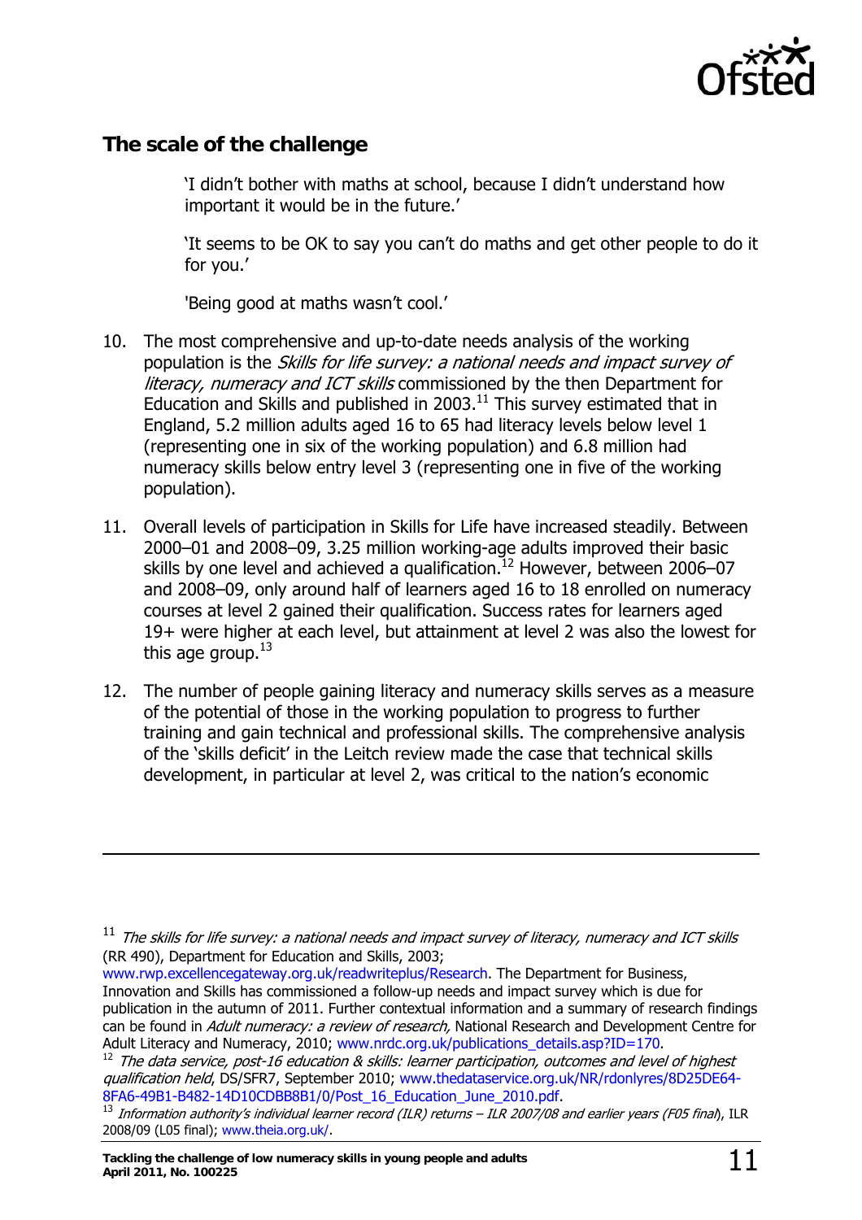## The scale of the challenge

> 'I didn't bother with maths at school, because I didn't understand how important it would be in the future.'
>
> 'It seems to be OK to say you can't do maths and get other people to do it for you.'
>
> 'Being good at maths wasn't cool.'

10. The most comprehensive and up-to-date needs analysis of the working population is the *Skills for life survey: a national needs and impact survey of literacy, numeracy and ICT skills* commissioned by the then Department for Education and Skills and published in 2003.[11] This survey estimated that in England, 5.2 million adults aged 16 to 65 had literacy levels below level 1 (representing one in six of the working population) and 6.8 million had numeracy skills below entry level 3 (representing one in five of the working population).

11. Overall levels of participation in Skills for Life have increased steadily. Between 2000–01 and 2008–09, 3.25 million working-age adults improved their basic skills by one level and achieved a qualification.[12] However, between 2006–07 and 2008–09, only around half of learners aged 16 to 18 enrolled on numeracy courses at level 2 gained their qualification. Success rates for learners aged 19+ were higher at each level, but attainment at level 2 was also the lowest for this age group.[13]

12. The number of people gaining literacy and numeracy skills serves as a measure of the potential of those in the working population to progress to further training and gain technical and professional skills. The comprehensive analysis of the 'skills deficit' in the Leitch review made the case that technical skills development, in particular at level 2, was critical to the nation's economic

---

[11] *The skills for life survey: a national needs and impact survey of literacy, numeracy and ICT skills* (RR 490), Department for Education and Skills, 2003; www.rwp.excellencegateway.org.uk/readwriteplus/Research. The Department for Business, Innovation and Skills has commissioned a follow-up needs and impact survey which is due for publication in the autumn of 2011. Further contextual information and a summary of research findings can be found in *Adult numeracy: a review of research,* National Research and Development Centre for Adult Literacy and Numeracy, 2010; www.nrdc.org.uk/publications_details.asp?ID=170.

[12] *The data service, post-16 education & skills: learner participation, outcomes and level of highest qualification held*, DS/SFR7, September 2010; www.thedataservice.org.uk/NR/rdonlyres/8D25DE64-8FA6-49B1-B482-14D10CDBB8B1/0/Post_16_Education_June_2010.pdf.

[13] *Information authority's individual learner record (ILR) returns – ILR 2007/08 and earlier years (F05 final*), ILR 2008/09 (L05 final); www.theia.org.uk/.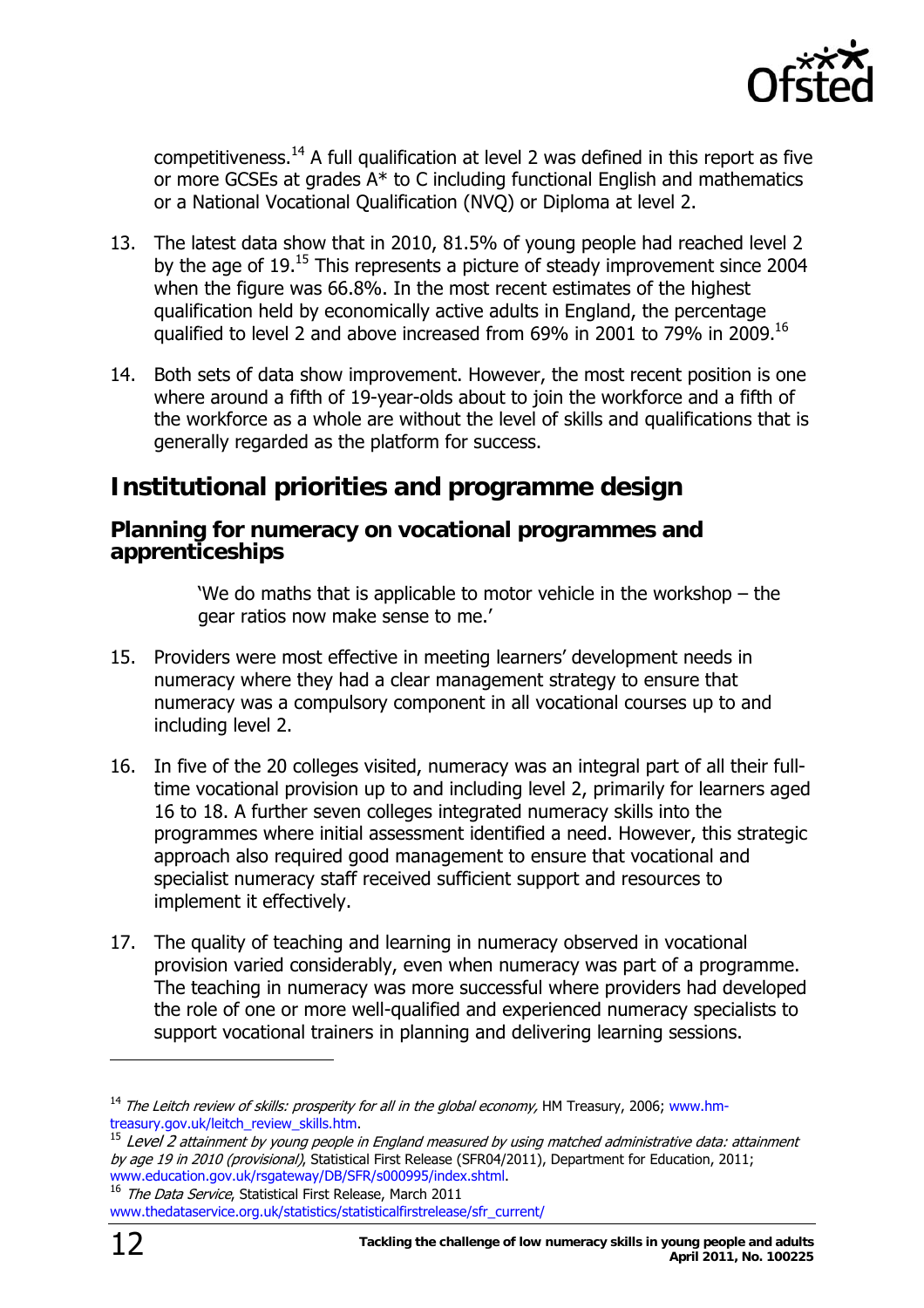competitiveness.[14] A full qualification at level 2 was defined in this report as five or more GCSEs at grades A* to C including functional English and mathematics or a National Vocational Qualification (NVQ) or Diploma at level 2.

13. The latest data show that in 2010, 81.5% of young people had reached level 2 by the age of 19.[15] This represents a picture of steady improvement since 2004 when the figure was 66.8%. In the most recent estimates of the highest qualification held by economically active adults in England, the percentage qualified to level 2 and above increased from 69% in 2001 to 79% in 2009.[16]

14. Both sets of data show improvement. However, the most recent position is one where around a fifth of 19-year-olds about to join the workforce and a fifth of the workforce as a whole are without the level of skills and qualifications that is generally regarded as the platform for success.

## Institutional priorities and programme design

### Planning for numeracy on vocational programmes and apprenticeships

> 'We do maths that is applicable to motor vehicle in the workshop – the gear ratios now make sense to me.'

15. Providers were most effective in meeting learners' development needs in numeracy where they had a clear management strategy to ensure that numeracy was a compulsory component in all vocational courses up to and including level 2.

16. In five of the 20 colleges visited, numeracy was an integral part of all their full-time vocational provision up to and including level 2, primarily for learners aged 16 to 18. A further seven colleges integrated numeracy skills into the programmes where initial assessment identified a need. However, this strategic approach also required good management to ensure that vocational and specialist numeracy staff received sufficient support and resources to implement it effectively.

17. The quality of teaching and learning in numeracy observed in vocational provision varied considerably, even when numeracy was part of a programme. The teaching in numeracy was more successful where providers had developed the role of one or more well-qualified and experienced numeracy specialists to support vocational trainers in planning and delivering learning sessions.

---

[14] *The Leitch review of skills: prosperity for all in the global economy,* HM Treasury, 2006; www.hm-treasury.gov.uk/leitch_review_skills.htm.

[15] *Level 2 attainment by young people in England measured by using matched administrative data: attainment by age 19 in 2010 (provisional),* Statistical First Release (SFR04/2011), Department for Education, 2011; www.education.gov.uk/rsgateway/DB/SFR/s000995/index.shtml.

[16] *The Data Service*, Statistical First Release, March 2011 www.thedataservice.org.uk/statistics/statisticalfirstrelease/sfr_current/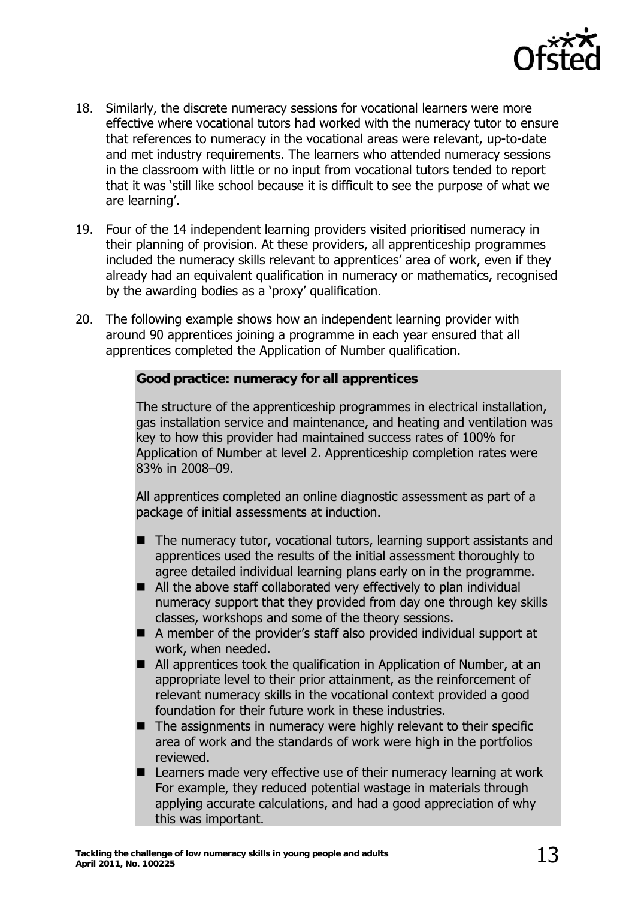18. Similarly, the discrete numeracy sessions for vocational learners were more effective where vocational tutors had worked with the numeracy tutor to ensure that references to numeracy in the vocational areas were relevant, up-to-date and met industry requirements. The learners who attended numeracy sessions in the classroom with little or no input from vocational tutors tended to report that it was 'still like school because it is difficult to see the purpose of what we are learning'.

19. Four of the 14 independent learning providers visited prioritised numeracy in their planning of provision. At these providers, all apprenticeship programmes included the numeracy skills relevant to apprentices' area of work, even if they already had an equivalent qualification in numeracy or mathematics, recognised by the awarding bodies as a 'proxy' qualification.

20. The following example shows how an independent learning provider with around 90 apprentices joining a programme in each year ensured that all apprentices completed the Application of Number qualification.

> **Good practice: numeracy for all apprentices**
>
> The structure of the apprenticeship programmes in electrical installation, gas installation service and maintenance, and heating and ventilation was key to how this provider had maintained success rates of 100% for Application of Number at level 2. Apprenticeship completion rates were 83% in 2008–09.
>
> All apprentices completed an online diagnostic assessment as part of a package of initial assessments at induction.
>
> - The numeracy tutor, vocational tutors, learning support assistants and apprentices used the results of the initial assessment thoroughly to agree detailed individual learning plans early on in the programme.
> - All the above staff collaborated very effectively to plan individual numeracy support that they provided from day one through key skills classes, workshops and some of the theory sessions.
> - A member of the provider's staff also provided individual support at work, when needed.
> - All apprentices took the qualification in Application of Number, at an appropriate level to their prior attainment, as the reinforcement of relevant numeracy skills in the vocational context provided a good foundation for their future work in these industries.
> - The assignments in numeracy were highly relevant to their specific area of work and the standards of work were high in the portfolios reviewed.
> - Learners made very effective use of their numeracy learning at work For example, they reduced potential wastage in materials through applying accurate calculations, and had a good appreciation of why this was important.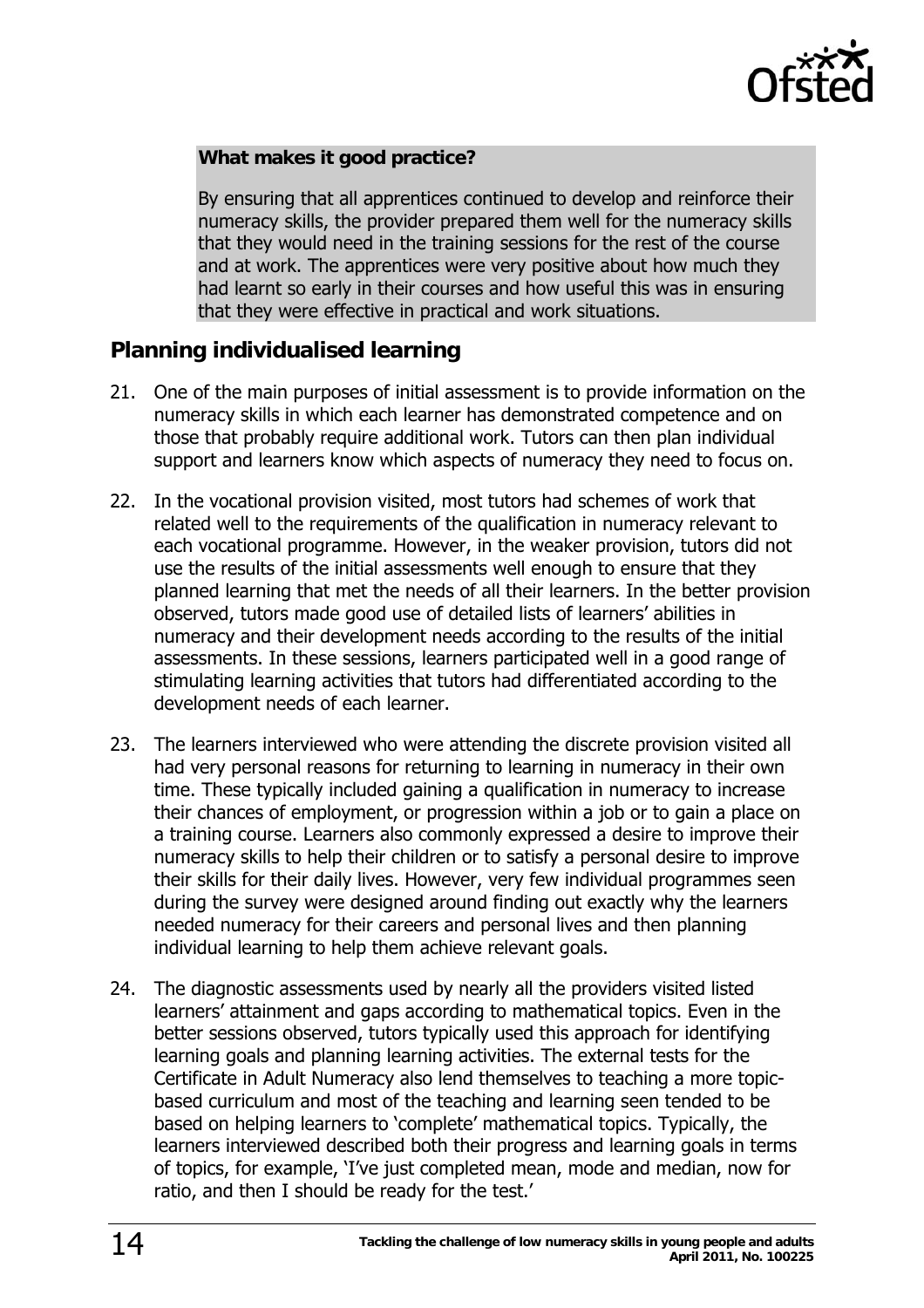**What makes it good practice?**

By ensuring that all apprentices continued to develop and reinforce their numeracy skills, the provider prepared them well for the numeracy skills that they would need in the training sessions for the rest of the course and at work. The apprentices were very positive about how much they had learnt so early in their courses and how useful this was in ensuring that they were effective in practical and work situations.

## Planning individualised learning

21. One of the main purposes of initial assessment is to provide information on the numeracy skills in which each learner has demonstrated competence and on those that probably require additional work. Tutors can then plan individual support and learners know which aspects of numeracy they need to focus on.

22. In the vocational provision visited, most tutors had schemes of work that related well to the requirements of the qualification in numeracy relevant to each vocational programme. However, in the weaker provision, tutors did not use the results of the initial assessments well enough to ensure that they planned learning that met the needs of all their learners. In the better provision observed, tutors made good use of detailed lists of learners' abilities in numeracy and their development needs according to the results of the initial assessments. In these sessions, learners participated well in a good range of stimulating learning activities that tutors had differentiated according to the development needs of each learner.

23. The learners interviewed who were attending the discrete provision visited all had very personal reasons for returning to learning in numeracy in their own time. These typically included gaining a qualification in numeracy to increase their chances of employment, or progression within a job or to gain a place on a training course. Learners also commonly expressed a desire to improve their numeracy skills to help their children or to satisfy a personal desire to improve their skills for their daily lives. However, very few individual programmes seen during the survey were designed around finding out exactly why the learners needed numeracy for their careers and personal lives and then planning individual learning to help them achieve relevant goals.

24. The diagnostic assessments used by nearly all the providers visited listed learners' attainment and gaps according to mathematical topics. Even in the better sessions observed, tutors typically used this approach for identifying learning goals and planning learning activities. The external tests for the Certificate in Adult Numeracy also lend themselves to teaching a more topic-based curriculum and most of the teaching and learning seen tended to be based on helping learners to 'complete' mathematical topics. Typically, the learners interviewed described both their progress and learning goals in terms of topics, for example, 'I've just completed mean, mode and median, now for ratio, and then I should be ready for the test.'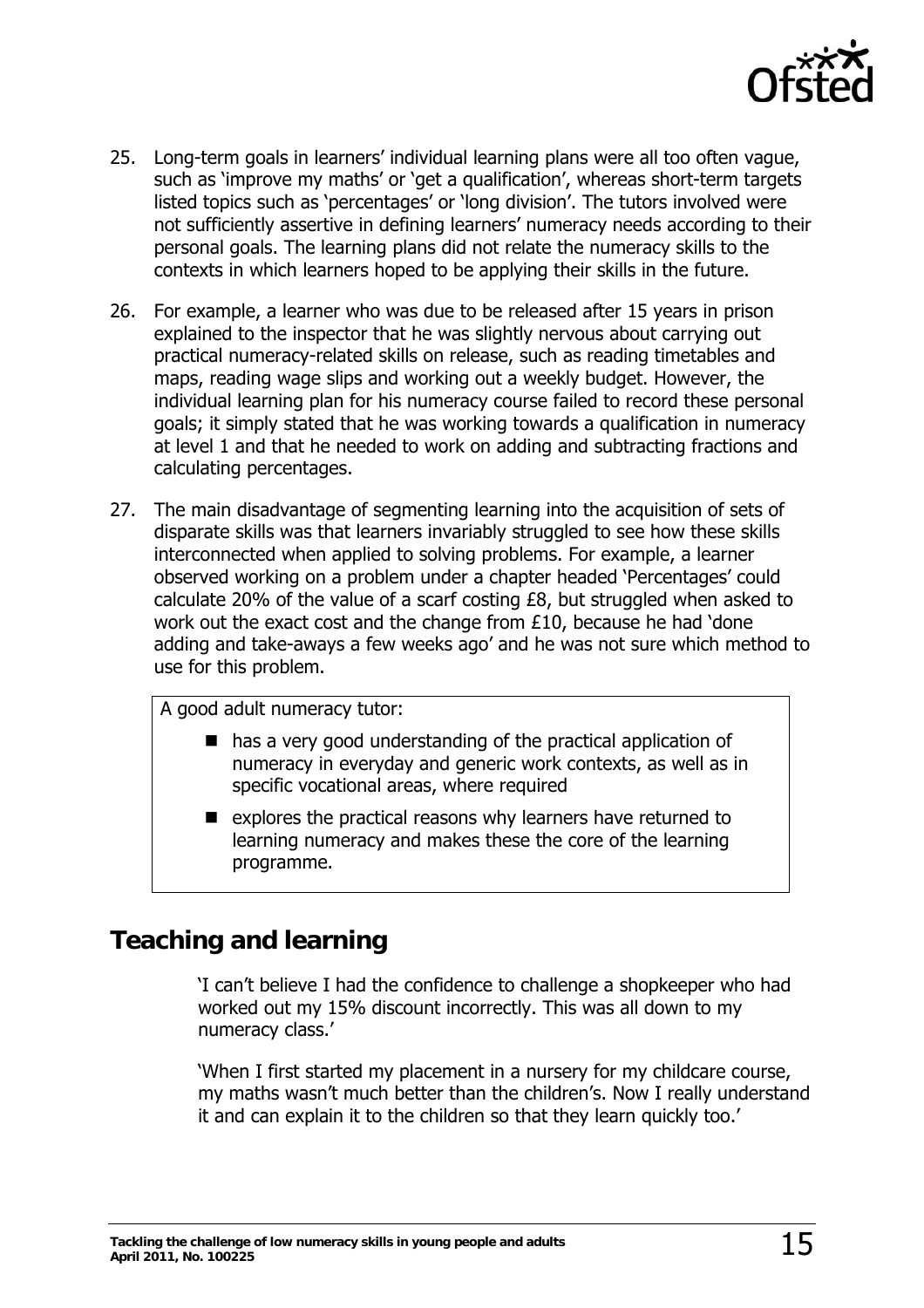25. Long-term goals in learners' individual learning plans were all too often vague, such as 'improve my maths' or 'get a qualification', whereas short-term targets listed topics such as 'percentages' or 'long division'. The tutors involved were not sufficiently assertive in defining learners' numeracy needs according to their personal goals. The learning plans did not relate the numeracy skills to the contexts in which learners hoped to be applying their skills in the future.

26. For example, a learner who was due to be released after 15 years in prison explained to the inspector that he was slightly nervous about carrying out practical numeracy-related skills on release, such as reading timetables and maps, reading wage slips and working out a weekly budget. However, the individual learning plan for his numeracy course failed to record these personal goals; it simply stated that he was working towards a qualification in numeracy at level 1 and that he needed to work on adding and subtracting fractions and calculating percentages.

27. The main disadvantage of segmenting learning into the acquisition of sets of disparate skills was that learners invariably struggled to see how these skills interconnected when applied to solving problems. For example, a learner observed working on a problem under a chapter headed 'Percentages' could calculate 20% of the value of a scarf costing £8, but struggled when asked to work out the exact cost and the change from £10, because he had 'done adding and take-aways a few weeks ago' and he was not sure which method to use for this problem.

> A good adult numeracy tutor:
>
> - has a very good understanding of the practical application of numeracy in everyday and generic work contexts, as well as in specific vocational areas, where required
> - explores the practical reasons why learners have returned to learning numeracy and makes these the core of the learning programme.

## Teaching and learning

'I can't believe I had the confidence to challenge a shopkeeper who had worked out my 15% discount incorrectly. This was all down to my numeracy class.'

'When I first started my placement in a nursery for my childcare course, my maths wasn't much better than the children's. Now I really understand it and can explain it to the children so that they learn quickly too.'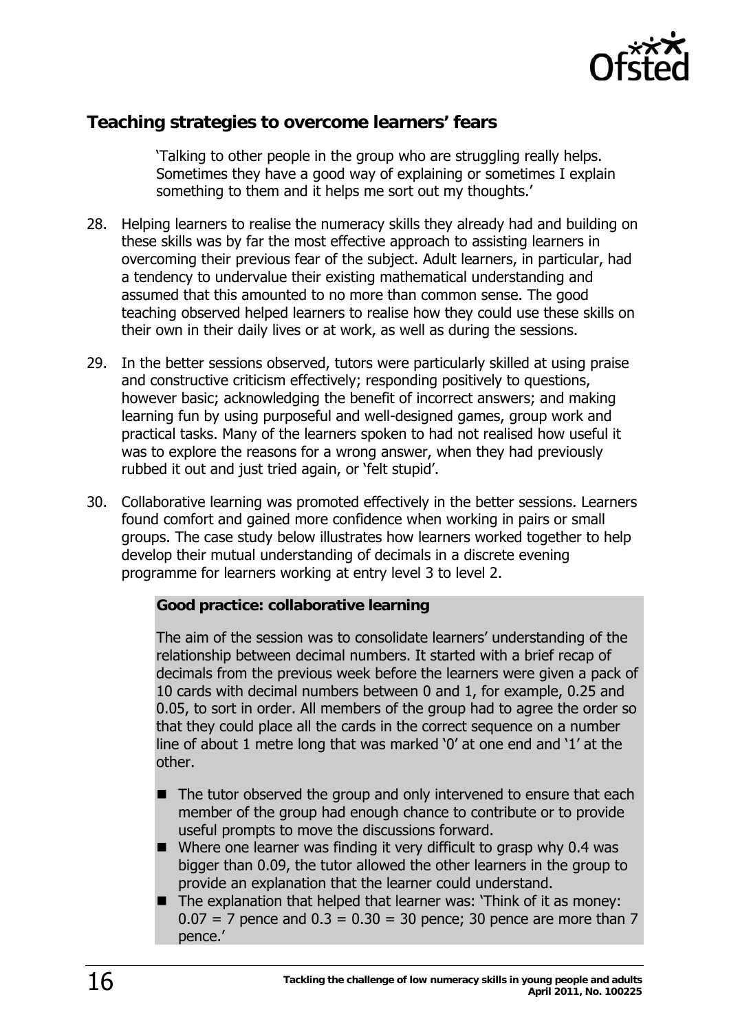## Teaching strategies to overcome learners' fears

> 'Talking to other people in the group who are struggling really helps. Sometimes they have a good way of explaining or sometimes I explain something to them and it helps me sort out my thoughts.'

28. Helping learners to realise the numeracy skills they already had and building on these skills was by far the most effective approach to assisting learners in overcoming their previous fear of the subject. Adult learners, in particular, had a tendency to undervalue their existing mathematical understanding and assumed that this amounted to no more than common sense. The good teaching observed helped learners to realise how they could use these skills on their own in their daily lives or at work, as well as during the sessions.

29. In the better sessions observed, tutors were particularly skilled at using praise and constructive criticism effectively; responding positively to questions, however basic; acknowledging the benefit of incorrect answers; and making learning fun by using purposeful and well-designed games, group work and practical tasks. Many of the learners spoken to had not realised how useful it was to explore the reasons for a wrong answer, when they had previously rubbed it out and just tried again, or 'felt stupid'.

30. Collaborative learning was promoted effectively in the better sessions. Learners found comfort and gained more confidence when working in pairs or small groups. The case study below illustrates how learners worked together to help develop their mutual understanding of decimals in a discrete evening programme for learners working at entry level 3 to level 2.

**Good practice: collaborative learning**

The aim of the session was to consolidate learners' understanding of the relationship between decimal numbers. It started with a brief recap of decimals from the previous week before the learners were given a pack of 10 cards with decimal numbers between 0 and 1, for example, 0.25 and 0.05, to sort in order. All members of the group had to agree the order so that they could place all the cards in the correct sequence on a number line of about 1 metre long that was marked '0' at one end and '1' at the other.

- The tutor observed the group and only intervened to ensure that each member of the group had enough chance to contribute or to provide useful prompts to move the discussions forward.
- Where one learner was finding it very difficult to grasp why 0.4 was bigger than 0.09, the tutor allowed the other learners in the group to provide an explanation that the learner could understand.
- The explanation that helped that learner was: 'Think of it as money: 0.07 = 7 pence and 0.3 = 0.30 = 30 pence; 30 pence are more than 7 pence.'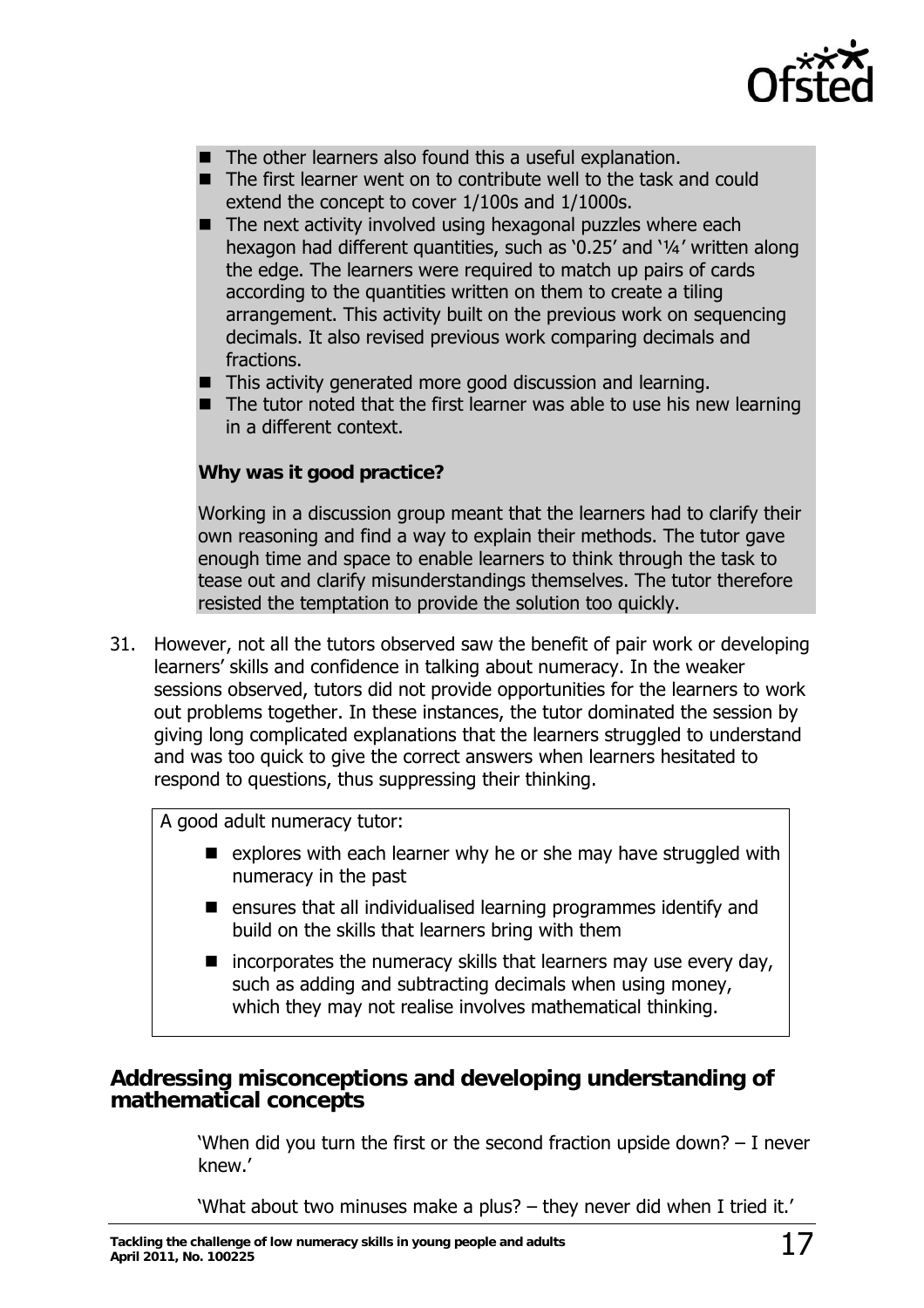- The other learners also found this a useful explanation.
- The first learner went on to contribute well to the task and could extend the concept to cover 1/100s and 1/1000s.
- The next activity involved using hexagonal puzzles where each hexagon had different quantities, such as '0.25' and '¼' written along the edge. The learners were required to match up pairs of cards according to the quantities written on them to create a tiling arrangement. This activity built on the previous work on sequencing decimals. It also revised previous work comparing decimals and fractions.
- This activity generated more good discussion and learning.
- The tutor noted that the first learner was able to use his new learning in a different context.

**Why was it good practice?**

Working in a discussion group meant that the learners had to clarify their own reasoning and find a way to explain their methods. The tutor gave enough time and space to enable learners to think through the task to tease out and clarify misunderstandings themselves. The tutor therefore resisted the temptation to provide the solution too quickly.

31. However, not all the tutors observed saw the benefit of pair work or developing learners' skills and confidence in talking about numeracy. In the weaker sessions observed, tutors did not provide opportunities for the learners to work out problems together. In these instances, the tutor dominated the session by giving long complicated explanations that the learners struggled to understand and was too quick to give the correct answers when learners hesitated to respond to questions, thus suppressing their thinking.

A good adult numeracy tutor:

- explores with each learner why he or she may have struggled with numeracy in the past
- ensures that all individualised learning programmes identify and build on the skills that learners bring with them
- incorporates the numeracy skills that learners may use every day, such as adding and subtracting decimals when using money, which they may not realise involves mathematical thinking.

## Addressing misconceptions and developing understanding of mathematical concepts

'When did you turn the first or the second fraction upside down? – I never knew.'

'What about two minuses make a plus? – they never did when I tried it.'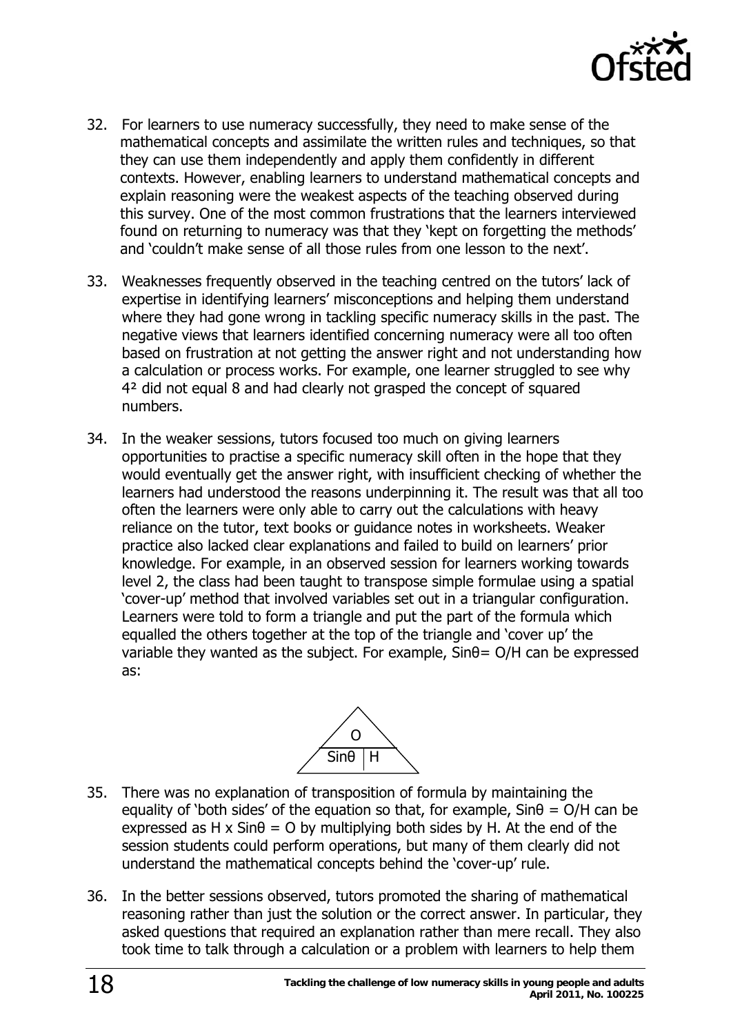32. For learners to use numeracy successfully, they need to make sense of the mathematical concepts and assimilate the written rules and techniques, so that they can use them independently and apply them confidently in different contexts. However, enabling learners to understand mathematical concepts and explain reasoning were the weakest aspects of the teaching observed during this survey. One of the most common frustrations that the learners interviewed found on returning to numeracy was that they 'kept on forgetting the methods' and 'couldn't make sense of all those rules from one lesson to the next'.

33. Weaknesses frequently observed in the teaching centred on the tutors' lack of expertise in identifying learners' misconceptions and helping them understand where they had gone wrong in tackling specific numeracy skills in the past. The negative views that learners identified concerning numeracy were all too often based on frustration at not getting the answer right and not understanding how a calculation or process works. For example, one learner struggled to see why $4^2$ did not equal 8 and had clearly not grasped the concept of squared numbers.

34. In the weaker sessions, tutors focused too much on giving learners opportunities to practise a specific numeracy skill often in the hope that they would eventually get the answer right, with insufficient checking of whether the learners had understood the reasons underpinning it. The result was that all too often the learners were only able to carry out the calculations with heavy reliance on the tutor, text books or guidance notes in worksheets. Weaker practice also lacked clear explanations and failed to build on learners' prior knowledge. For example, in an observed session for learners working towards level 2, the class had been taught to transpose simple formulae using a spatial 'cover-up' method that involved variables set out in a triangular configuration. Learners were told to form a triangle and put the part of the formula which equalled the others together at the top of the triangle and 'cover up' the variable they wanted as the subject. For example, $\text{Sin}\theta = O/H$ can be expressed as:

| O | |
|---|---|
| Sinθ | H |

35. There was no explanation of transposition of formula by maintaining the equality of 'both sides' of the equation so that, for example, $\text{Sin}\theta = O/H$ can be expressed as $H \times \text{Sin}\theta = O$ by multiplying both sides by H. At the end of the session students could perform operations, but many of them clearly did not understand the mathematical concepts behind the 'cover-up' rule.

36. In the better sessions observed, tutors promoted the sharing of mathematical reasoning rather than just the solution or the correct answer. In particular, they asked questions that required an explanation rather than mere recall. They also took time to talk through a calculation or a problem with learners to help them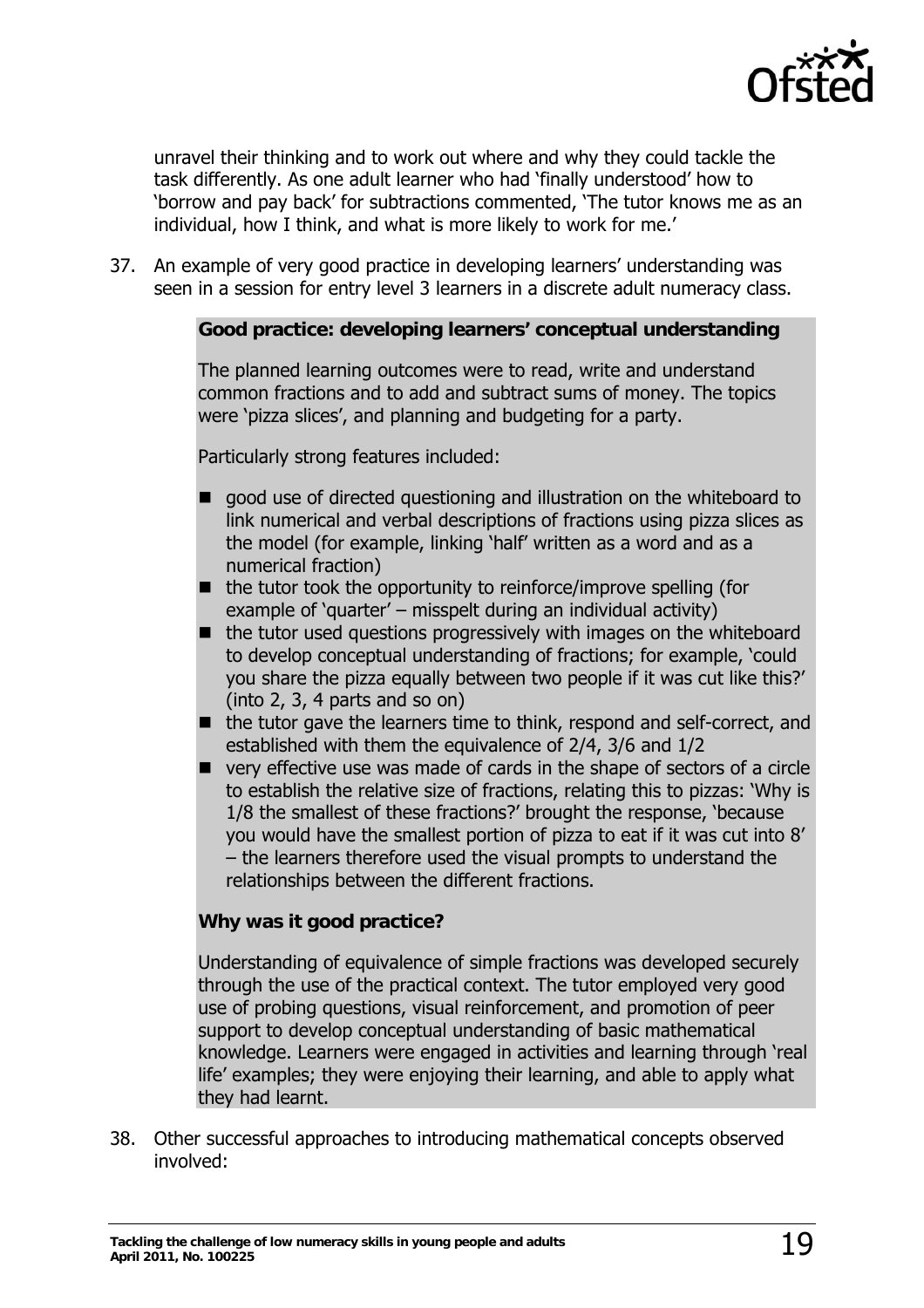unravel their thinking and to work out where and why they could tackle the task differently. As one adult learner who had 'finally understood' how to 'borrow and pay back' for subtractions commented, 'The tutor knows me as an individual, how I think, and what is more likely to work for me.'

37. An example of very good practice in developing learners' understanding was seen in a session for entry level 3 learners in a discrete adult numeracy class.

> **Good practice: developing learners' conceptual understanding**
>
> The planned learning outcomes were to read, write and understand common fractions and to add and subtract sums of money. The topics were 'pizza slices', and planning and budgeting for a party.
>
> Particularly strong features included:
>
> - good use of directed questioning and illustration on the whiteboard to link numerical and verbal descriptions of fractions using pizza slices as the model (for example, linking 'half' written as a word and as a numerical fraction)
> - the tutor took the opportunity to reinforce/improve spelling (for example of 'quarter' – misspelt during an individual activity)
> - the tutor used questions progressively with images on the whiteboard to develop conceptual understanding of fractions; for example, 'could you share the pizza equally between two people if it was cut like this?' (into 2, 3, 4 parts and so on)
> - the tutor gave the learners time to think, respond and self-correct, and established with them the equivalence of 2/4, 3/6 and 1/2
> - very effective use was made of cards in the shape of sectors of a circle to establish the relative size of fractions, relating this to pizzas: 'Why is 1/8 the smallest of these fractions?' brought the response, 'because you would have the smallest portion of pizza to eat if it was cut into 8' – the learners therefore used the visual prompts to understand the relationships between the different fractions.
>
> **Why was it good practice?**
>
> Understanding of equivalence of simple fractions was developed securely through the use of the practical context. The tutor employed very good use of probing questions, visual reinforcement, and promotion of peer support to develop conceptual understanding of basic mathematical knowledge. Learners were engaged in activities and learning through 'real life' examples; they were enjoying their learning, and able to apply what they had learnt.

38. Other successful approaches to introducing mathematical concepts observed involved: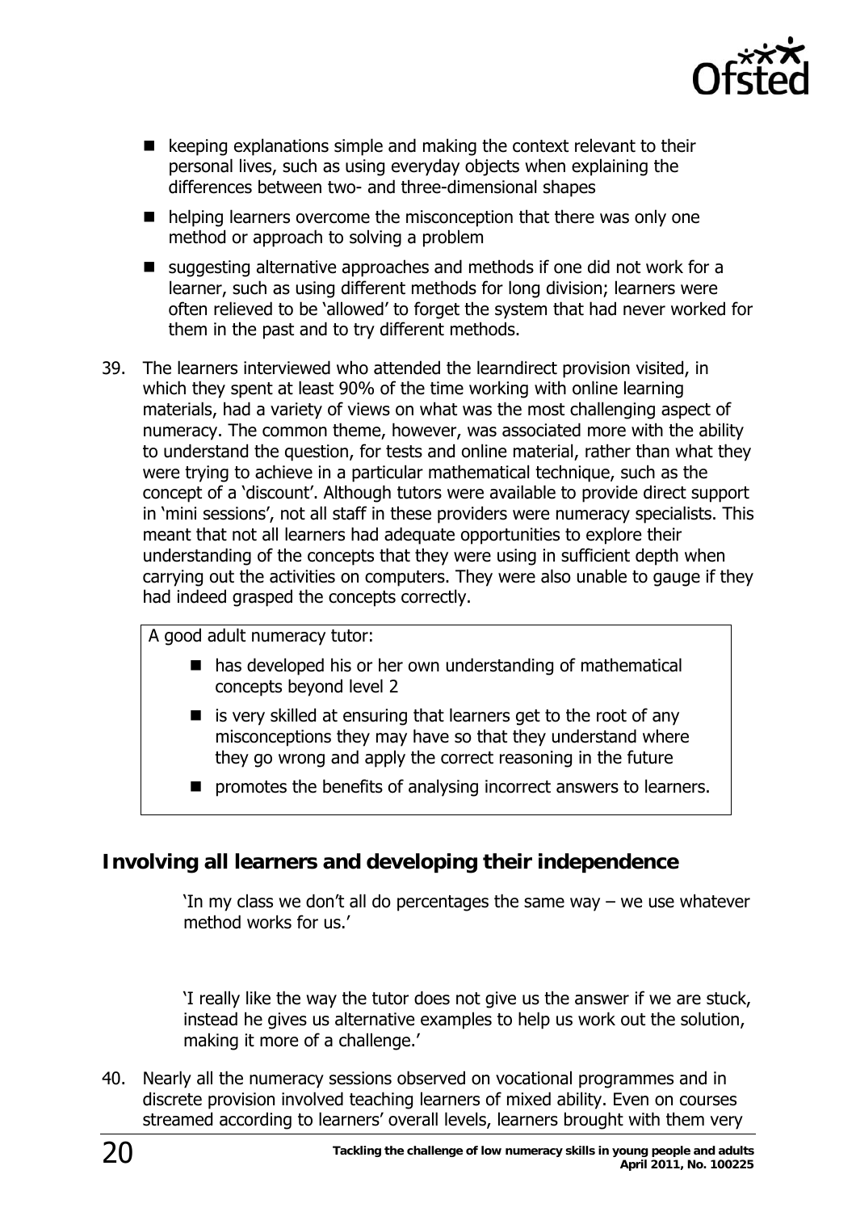- keeping explanations simple and making the context relevant to their personal lives, such as using everyday objects when explaining the differences between two- and three-dimensional shapes
- helping learners overcome the misconception that there was only one method or approach to solving a problem
- suggesting alternative approaches and methods if one did not work for a learner, such as using different methods for long division; learners were often relieved to be 'allowed' to forget the system that had never worked for them in the past and to try different methods.

39. The learners interviewed who attended the learndirect provision visited, in which they spent at least 90% of the time working with online learning materials, had a variety of views on what was the most challenging aspect of numeracy. The common theme, however, was associated more with the ability to understand the question, for tests and online material, rather than what they were trying to achieve in a particular mathematical technique, such as the concept of a 'discount'. Although tutors were available to provide direct support in 'mini sessions', not all staff in these providers were numeracy specialists. This meant that not all learners had adequate opportunities to explore their understanding of the concepts that they were using in sufficient depth when carrying out the activities on computers. They were also unable to gauge if they had indeed grasped the concepts correctly.

> A good adult numeracy tutor:
>
> - has developed his or her own understanding of mathematical concepts beyond level 2
> - is very skilled at ensuring that learners get to the root of any misconceptions they may have so that they understand where they go wrong and apply the correct reasoning in the future
> - promotes the benefits of analysing incorrect answers to learners.

## Involving all learners and developing their independence

> 'In my class we don't all do percentages the same way – we use whatever method works for us.'

> 'I really like the way the tutor does not give us the answer if we are stuck, instead he gives us alternative examples to help us work out the solution, making it more of a challenge.'

40. Nearly all the numeracy sessions observed on vocational programmes and in discrete provision involved teaching learners of mixed ability. Even on courses streamed according to learners' overall levels, learners brought with them very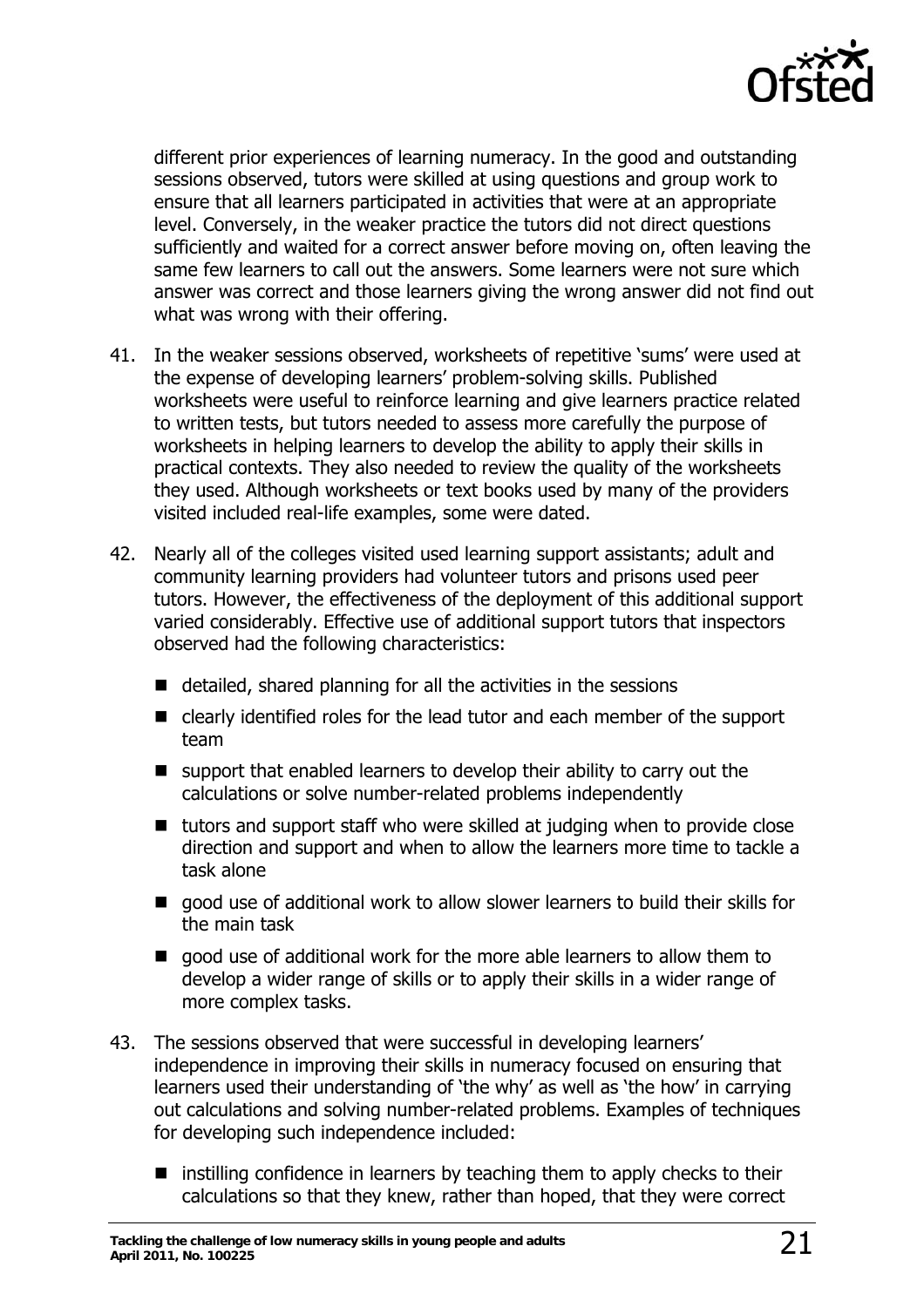different prior experiences of learning numeracy. In the good and outstanding sessions observed, tutors were skilled at using questions and group work to ensure that all learners participated in activities that were at an appropriate level. Conversely, in the weaker practice the tutors did not direct questions sufficiently and waited for a correct answer before moving on, often leaving the same few learners to call out the answers. Some learners were not sure which answer was correct and those learners giving the wrong answer did not find out what was wrong with their offering.

41. In the weaker sessions observed, worksheets of repetitive 'sums' were used at the expense of developing learners' problem-solving skills. Published worksheets were useful to reinforce learning and give learners practice related to written tests, but tutors needed to assess more carefully the purpose of worksheets in helping learners to develop the ability to apply their skills in practical contexts. They also needed to review the quality of the worksheets they used. Although worksheets or text books used by many of the providers visited included real-life examples, some were dated.

42. Nearly all of the colleges visited used learning support assistants; adult and community learning providers had volunteer tutors and prisons used peer tutors. However, the effectiveness of the deployment of this additional support varied considerably. Effective use of additional support tutors that inspectors observed had the following characteristics:

    - detailed, shared planning for all the activities in the sessions
    - clearly identified roles for the lead tutor and each member of the support team
    - support that enabled learners to develop their ability to carry out the calculations or solve number-related problems independently
    - tutors and support staff who were skilled at judging when to provide close direction and support and when to allow the learners more time to tackle a task alone
    - good use of additional work to allow slower learners to build their skills for the main task
    - good use of additional work for the more able learners to allow them to develop a wider range of skills or to apply their skills in a wider range of more complex tasks.

43. The sessions observed that were successful in developing learners' independence in improving their skills in numeracy focused on ensuring that learners used their understanding of 'the why' as well as 'the how' in carrying out calculations and solving number-related problems. Examples of techniques for developing such independence included:

    - instilling confidence in learners by teaching them to apply checks to their calculations so that they knew, rather than hoped, that they were correct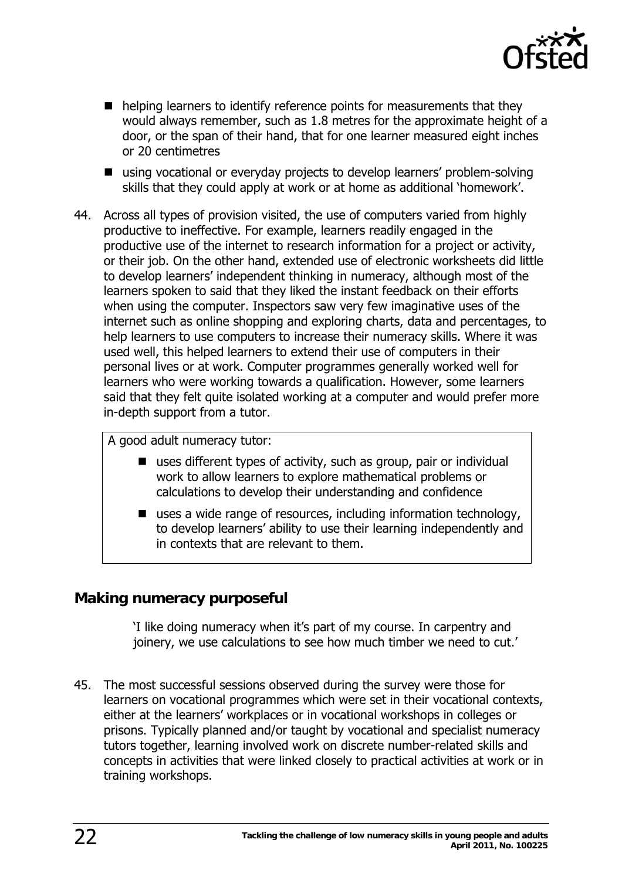- helping learners to identify reference points for measurements that they would always remember, such as 1.8 metres for the approximate height of a door, or the span of their hand, that for one learner measured eight inches or 20 centimetres
- using vocational or everyday projects to develop learners' problem-solving skills that they could apply at work or at home as additional 'homework'.

44. Across all types of provision visited, the use of computers varied from highly productive to ineffective. For example, learners readily engaged in the productive use of the internet to research information for a project or activity, or their job. On the other hand, extended use of electronic worksheets did little to develop learners' independent thinking in numeracy, although most of the learners spoken to said that they liked the instant feedback on their efforts when using the computer. Inspectors saw very few imaginative uses of the internet such as online shopping and exploring charts, data and percentages, to help learners to use computers to increase their numeracy skills. Where it was used well, this helped learners to extend their use of computers in their personal lives or at work. Computer programmes generally worked well for learners who were working towards a qualification. However, some learners said that they felt quite isolated working at a computer and would prefer more in-depth support from a tutor.

> A good adult numeracy tutor:
>
> - uses different types of activity, such as group, pair or individual work to allow learners to explore mathematical problems or calculations to develop their understanding and confidence
> - uses a wide range of resources, including information technology, to develop learners' ability to use their learning independently and in contexts that are relevant to them.

## Making numeracy purposeful

> 'I like doing numeracy when it's part of my course. In carpentry and joinery, we use calculations to see how much timber we need to cut.'

45. The most successful sessions observed during the survey were those for learners on vocational programmes which were set in their vocational contexts, either at the learners' workplaces or in vocational workshops in colleges or prisons. Typically planned and/or taught by vocational and specialist numeracy tutors together, learning involved work on discrete number-related skills and concepts in activities that were linked closely to practical activities at work or in training workshops.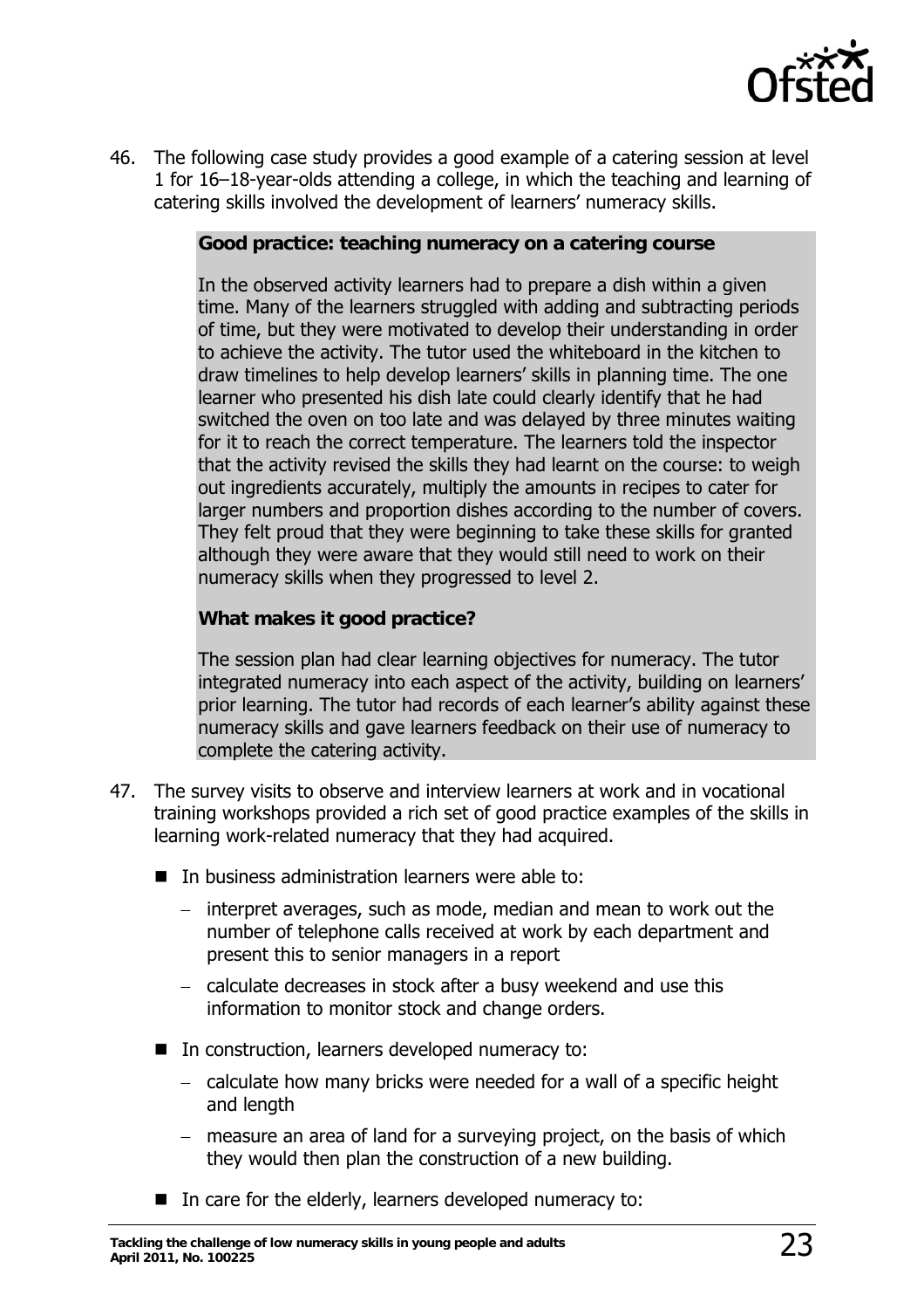46. The following case study provides a good example of a catering session at level 1 for 16–18-year-olds attending a college, in which the teaching and learning of catering skills involved the development of learners' numeracy skills.

> **Good practice: teaching numeracy on a catering course**
>
> In the observed activity learners had to prepare a dish within a given time. Many of the learners struggled with adding and subtracting periods of time, but they were motivated to develop their understanding in order to achieve the activity. The tutor used the whiteboard in the kitchen to draw timelines to help develop learners' skills in planning time. The one learner who presented his dish late could clearly identify that he had switched the oven on too late and was delayed by three minutes waiting for it to reach the correct temperature. The learners told the inspector that the activity revised the skills they had learnt on the course: to weigh out ingredients accurately, multiply the amounts in recipes to cater for larger numbers and proportion dishes according to the number of covers. They felt proud that they were beginning to take these skills for granted although they were aware that they would still need to work on their numeracy skills when they progressed to level 2.
>
> **What makes it good practice?**
>
> The session plan had clear learning objectives for numeracy. The tutor integrated numeracy into each aspect of the activity, building on learners' prior learning. The tutor had records of each learner's ability against these numeracy skills and gave learners feedback on their use of numeracy to complete the catering activity.

47. The survey visits to observe and interview learners at work and in vocational training workshops provided a rich set of good practice examples of the skills in learning work-related numeracy that they had acquired.

- In business administration learners were able to:
  - interpret averages, such as mode, median and mean to work out the number of telephone calls received at work by each department and present this to senior managers in a report
  - calculate decreases in stock after a busy weekend and use this information to monitor stock and change orders.
- In construction, learners developed numeracy to:
  - calculate how many bricks were needed for a wall of a specific height and length
  - measure an area of land for a surveying project, on the basis of which they would then plan the construction of a new building.
- In care for the elderly, learners developed numeracy to: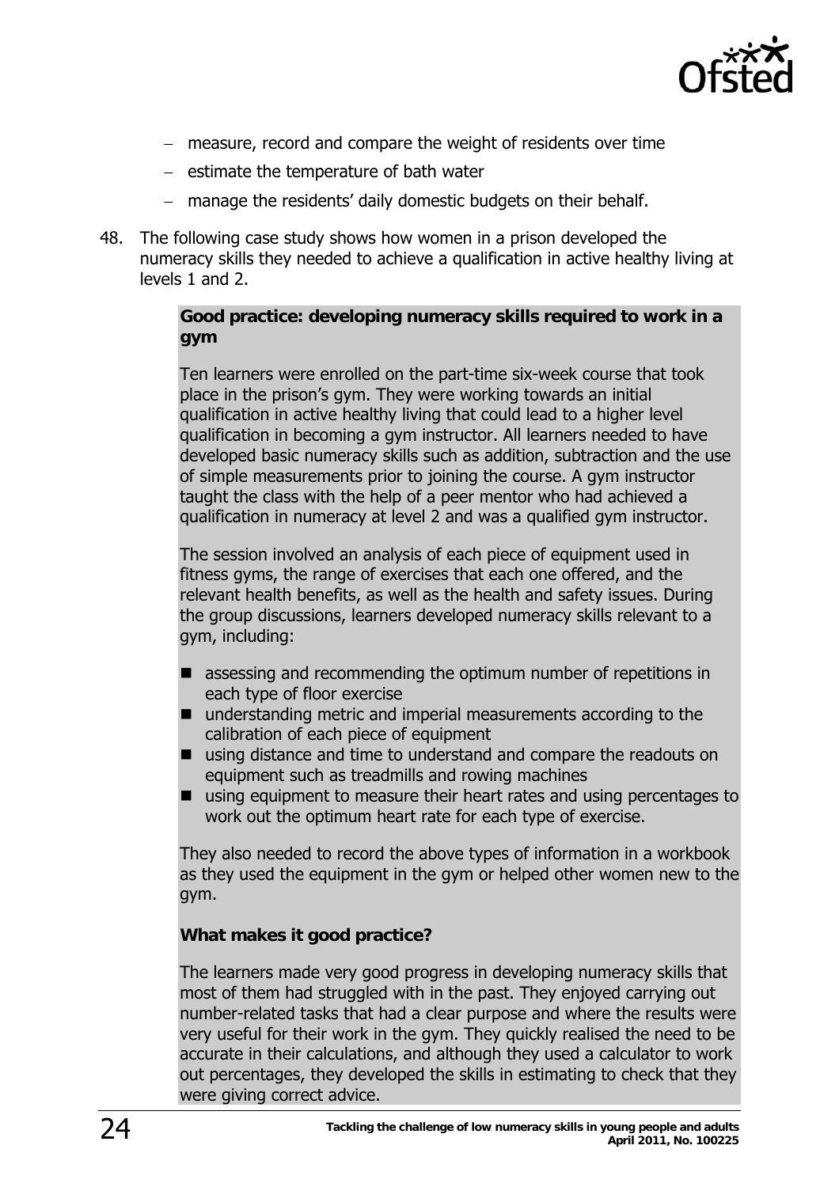- measure, record and compare the weight of residents over time
- estimate the temperature of bath water
- manage the residents' daily domestic budgets on their behalf.

48. The following case study shows how women in a prison developed the numeracy skills they needed to achieve a qualification in active healthy living at levels 1 and 2.

> **Good practice: developing numeracy skills required to work in a gym**
>
> Ten learners were enrolled on the part-time six-week course that took place in the prison's gym. They were working towards an initial qualification in active healthy living that could lead to a higher level qualification in becoming a gym instructor. All learners needed to have developed basic numeracy skills such as addition, subtraction and the use of simple measurements prior to joining the course. A gym instructor taught the class with the help of a peer mentor who had achieved a qualification in numeracy at level 2 and was a qualified gym instructor.
>
> The session involved an analysis of each piece of equipment used in fitness gyms, the range of exercises that each one offered, and the relevant health benefits, as well as the health and safety issues. During the group discussions, learners developed numeracy skills relevant to a gym, including:
>
> - assessing and recommending the optimum number of repetitions in each type of floor exercise
> - understanding metric and imperial measurements according to the calibration of each piece of equipment
> - using distance and time to understand and compare the readouts on equipment such as treadmills and rowing machines
> - using equipment to measure their heart rates and using percentages to work out the optimum heart rate for each type of exercise.
>
> They also needed to record the above types of information in a workbook as they used the equipment in the gym or helped other women new to the gym.
>
> **What makes it good practice?**
>
> The learners made very good progress in developing numeracy skills that most of them had struggled with in the past. They enjoyed carrying out number-related tasks that had a clear purpose and where the results were very useful for their work in the gym. They quickly realised the need to be accurate in their calculations, and although they used a calculator to work out percentages, they developed the skills in estimating to check that they were giving correct advice.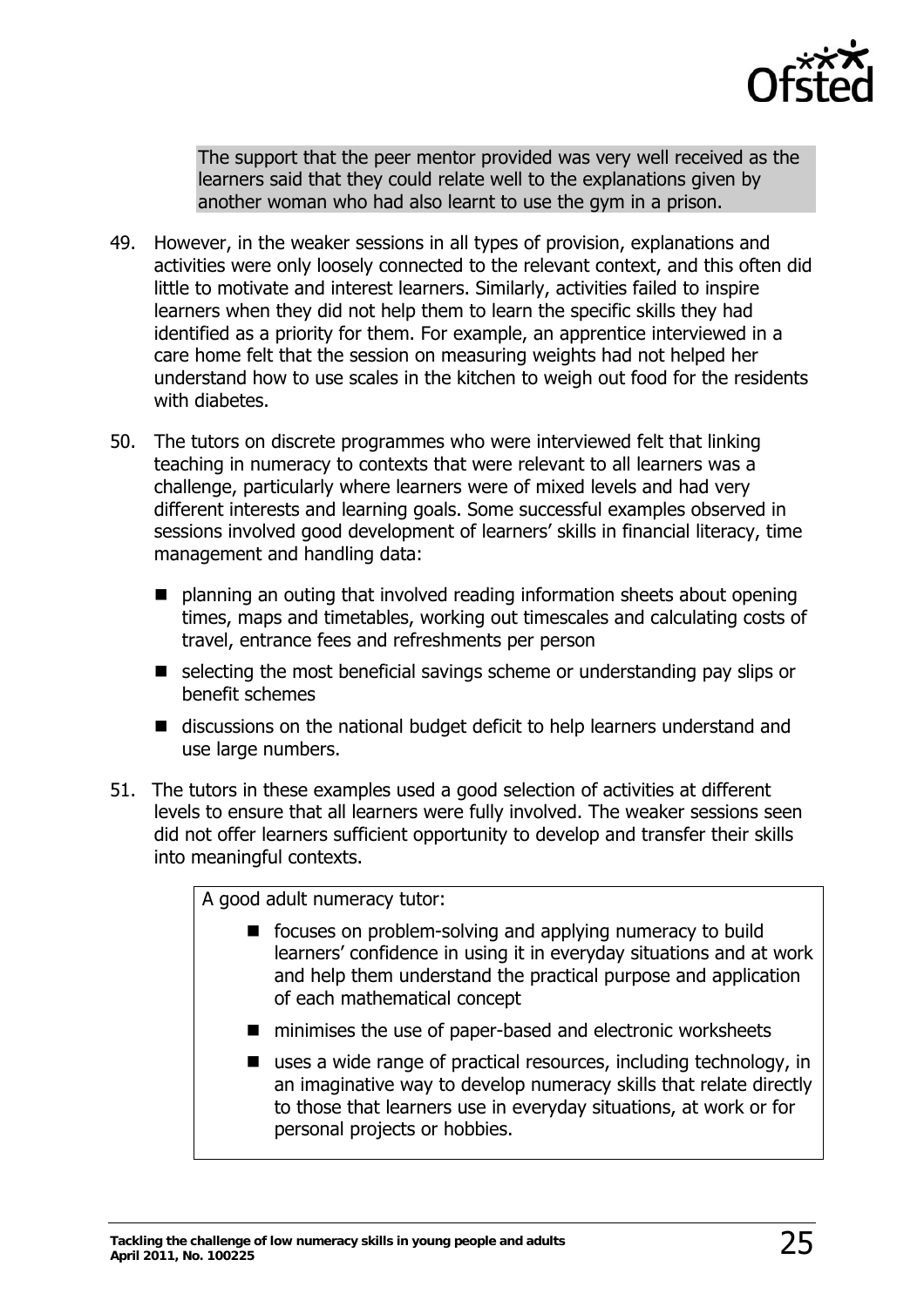The support that the peer mentor provided was very well received as the learners said that they could relate well to the explanations given by another woman who had also learnt to use the gym in a prison.

49. However, in the weaker sessions in all types of provision, explanations and activities were only loosely connected to the relevant context, and this often did little to motivate and interest learners. Similarly, activities failed to inspire learners when they did not help them to learn the specific skills they had identified as a priority for them. For example, an apprentice interviewed in a care home felt that the session on measuring weights had not helped her understand how to use scales in the kitchen to weigh out food for the residents with diabetes.

50. The tutors on discrete programmes who were interviewed felt that linking teaching in numeracy to contexts that were relevant to all learners was a challenge, particularly where learners were of mixed levels and had very different interests and learning goals. Some successful examples observed in sessions involved good development of learners' skills in financial literacy, time management and handling data:

- planning an outing that involved reading information sheets about opening times, maps and timetables, working out timescales and calculating costs of travel, entrance fees and refreshments per person
- selecting the most beneficial savings scheme or understanding pay slips or benefit schemes
- discussions on the national budget deficit to help learners understand and use large numbers.

51. The tutors in these examples used a good selection of activities at different levels to ensure that all learners were fully involved. The weaker sessions seen did not offer learners sufficient opportunity to develop and transfer their skills into meaningful contexts.

A good adult numeracy tutor:

- focuses on problem-solving and applying numeracy to build learners' confidence in using it in everyday situations and at work and help them understand the practical purpose and application of each mathematical concept
- minimises the use of paper-based and electronic worksheets
- uses a wide range of practical resources, including technology, in an imaginative way to develop numeracy skills that relate directly to those that learners use in everyday situations, at work or for personal projects or hobbies.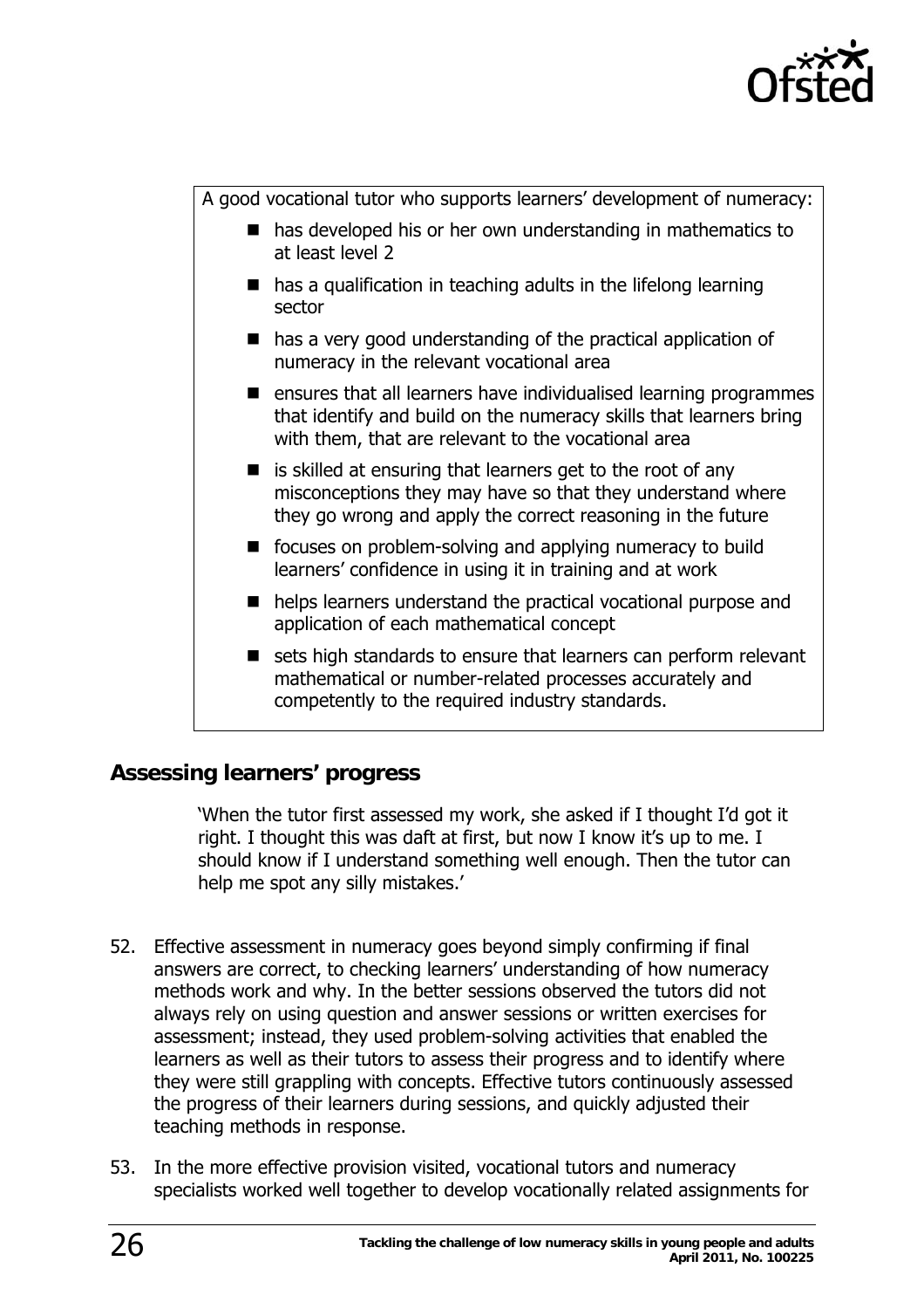A good vocational tutor who supports learners' development of numeracy:

- has developed his or her own understanding in mathematics to at least level 2
- has a qualification in teaching adults in the lifelong learning sector
- has a very good understanding of the practical application of numeracy in the relevant vocational area
- ensures that all learners have individualised learning programmes that identify and build on the numeracy skills that learners bring with them, that are relevant to the vocational area
- is skilled at ensuring that learners get to the root of any misconceptions they may have so that they understand where they go wrong and apply the correct reasoning in the future
- focuses on problem-solving and applying numeracy to build learners' confidence in using it in training and at work
- helps learners understand the practical vocational purpose and application of each mathematical concept
- sets high standards to ensure that learners can perform relevant mathematical or number-related processes accurately and competently to the required industry standards.

## Assessing learners' progress

> 'When the tutor first assessed my work, she asked if I thought I'd got it right. I thought this was daft at first, but now I know it's up to me. I should know if I understand something well enough. Then the tutor can help me spot any silly mistakes.'

52. Effective assessment in numeracy goes beyond simply confirming if final answers are correct, to checking learners' understanding of how numeracy methods work and why. In the better sessions observed the tutors did not always rely on using question and answer sessions or written exercises for assessment; instead, they used problem-solving activities that enabled the learners as well as their tutors to assess their progress and to identify where they were still grappling with concepts. Effective tutors continuously assessed the progress of their learners during sessions, and quickly adjusted their teaching methods in response.

53. In the more effective provision visited, vocational tutors and numeracy specialists worked well together to develop vocationally related assignments for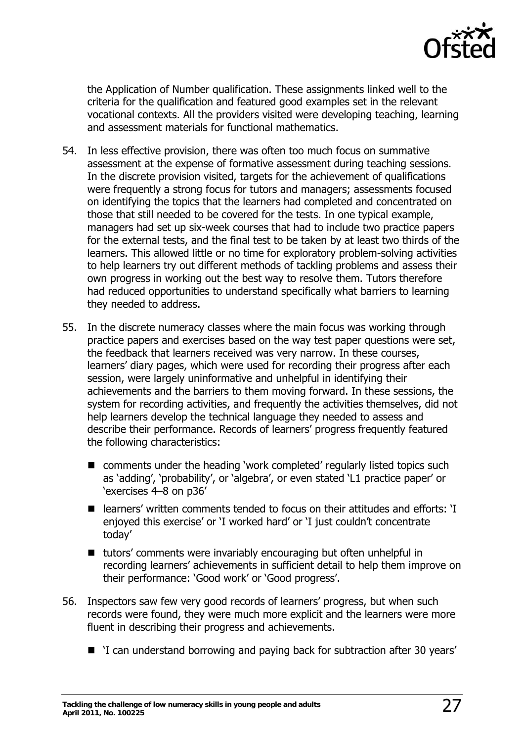the Application of Number qualification. These assignments linked well to the criteria for the qualification and featured good examples set in the relevant vocational contexts. All the providers visited were developing teaching, learning and assessment materials for functional mathematics.

54. In less effective provision, there was often too much focus on summative assessment at the expense of formative assessment during teaching sessions. In the discrete provision visited, targets for the achievement of qualifications were frequently a strong focus for tutors and managers; assessments focused on identifying the topics that the learners had completed and concentrated on those that still needed to be covered for the tests. In one typical example, managers had set up six-week courses that had to include two practice papers for the external tests, and the final test to be taken by at least two thirds of the learners. This allowed little or no time for exploratory problem-solving activities to help learners try out different methods of tackling problems and assess their own progress in working out the best way to resolve them. Tutors therefore had reduced opportunities to understand specifically what barriers to learning they needed to address.

55. In the discrete numeracy classes where the main focus was working through practice papers and exercises based on the way test paper questions were set, the feedback that learners received was very narrow. In these courses, learners' diary pages, which were used for recording their progress after each session, were largely uninformative and unhelpful in identifying their achievements and the barriers to them moving forward. In these sessions, the system for recording activities, and frequently the activities themselves, did not help learners develop the technical language they needed to assess and describe their performance. Records of learners' progress frequently featured the following characteristics:

   - comments under the heading 'work completed' regularly listed topics such as 'adding', 'probability', or 'algebra', or even stated 'L1 practice paper' or 'exercises 4–8 on p36'
   - learners' written comments tended to focus on their attitudes and efforts: 'I enjoyed this exercise' or 'I worked hard' or 'I just couldn't concentrate today'
   - tutors' comments were invariably encouraging but often unhelpful in recording learners' achievements in sufficient detail to help them improve on their performance: 'Good work' or 'Good progress'.

56. Inspectors saw few very good records of learners' progress, but when such records were found, they were much more explicit and the learners were more fluent in describing their progress and achievements.

   - 'I can understand borrowing and paying back for subtraction after 30 years'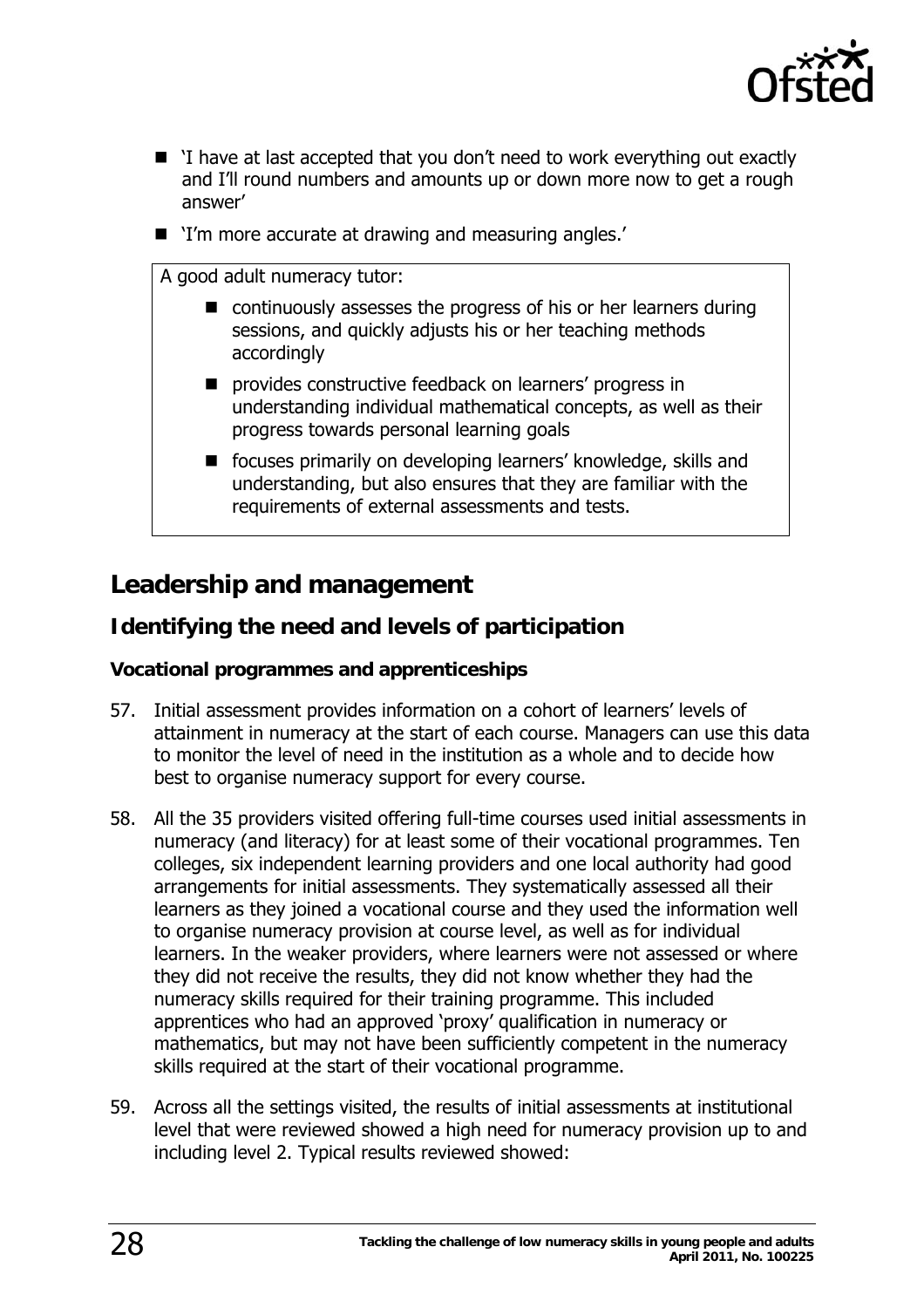- 'I have at last accepted that you don't need to work everything out exactly and I'll round numbers and amounts up or down more now to get a rough answer'
- 'I'm more accurate at drawing and measuring angles.'

> A good adult numeracy tutor:
>
> - continuously assesses the progress of his or her learners during sessions, and quickly adjusts his or her teaching methods accordingly
> - provides constructive feedback on learners' progress in understanding individual mathematical concepts, as well as their progress towards personal learning goals
> - focuses primarily on developing learners' knowledge, skills and understanding, but also ensures that they are familiar with the requirements of external assessments and tests.

## Leadership and management

### Identifying the need and levels of participation

#### Vocational programmes and apprenticeships

57. Initial assessment provides information on a cohort of learners' levels of attainment in numeracy at the start of each course. Managers can use this data to monitor the level of need in the institution as a whole and to decide how best to organise numeracy support for every course.

58. All the 35 providers visited offering full-time courses used initial assessments in numeracy (and literacy) for at least some of their vocational programmes. Ten colleges, six independent learning providers and one local authority had good arrangements for initial assessments. They systematically assessed all their learners as they joined a vocational course and they used the information well to organise numeracy provision at course level, as well as for individual learners. In the weaker providers, where learners were not assessed or where they did not receive the results, they did not know whether they had the numeracy skills required for their training programme. This included apprentices who had an approved 'proxy' qualification in numeracy or mathematics, but may not have been sufficiently competent in the numeracy skills required at the start of their vocational programme.

59. Across all the settings visited, the results of initial assessments at institutional level that were reviewed showed a high need for numeracy provision up to and including level 2. Typical results reviewed showed: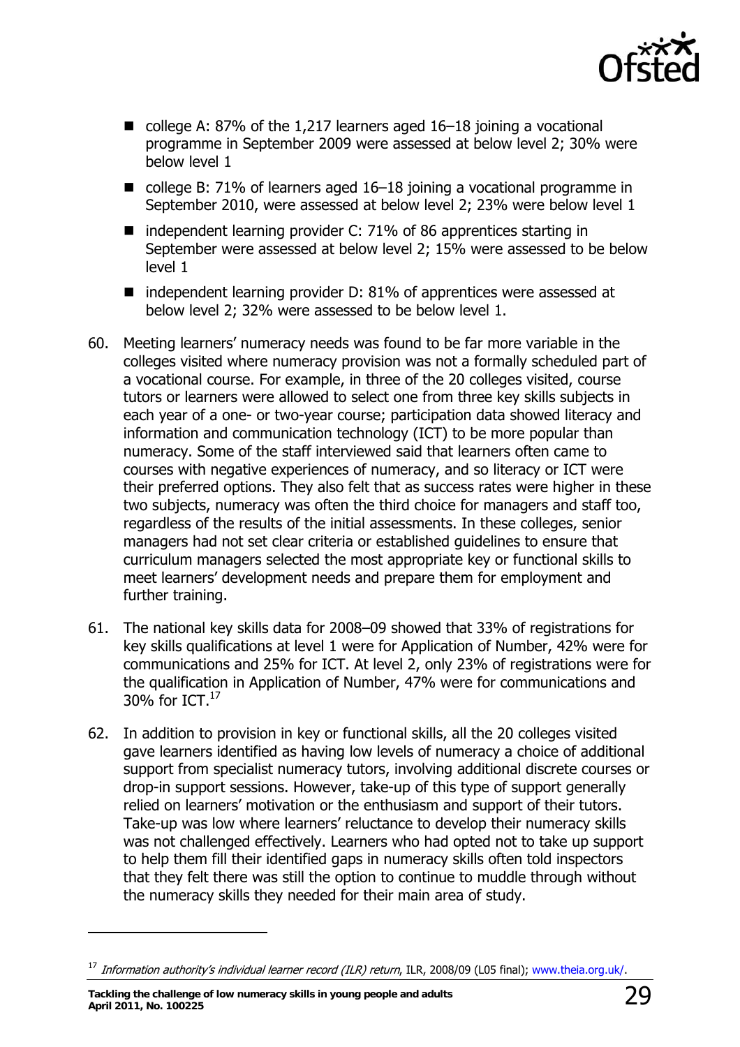- college A: 87% of the 1,217 learners aged 16–18 joining a vocational programme in September 2009 were assessed at below level 2; 30% were below level 1
- college B: 71% of learners aged 16–18 joining a vocational programme in September 2010, were assessed at below level 2; 23% were below level 1
- independent learning provider C: 71% of 86 apprentices starting in September were assessed at below level 2; 15% were assessed to be below level 1
- independent learning provider D: 81% of apprentices were assessed at below level 2; 32% were assessed to be below level 1.

60. Meeting learners' numeracy needs was found to be far more variable in the colleges visited where numeracy provision was not a formally scheduled part of a vocational course. For example, in three of the 20 colleges visited, course tutors or learners were allowed to select one from three key skills subjects in each year of a one- or two-year course; participation data showed literacy and information and communication technology (ICT) to be more popular than numeracy. Some of the staff interviewed said that learners often came to courses with negative experiences of numeracy, and so literacy or ICT were their preferred options. They also felt that as success rates were higher in these two subjects, numeracy was often the third choice for managers and staff too, regardless of the results of the initial assessments. In these colleges, senior managers had not set clear criteria or established guidelines to ensure that curriculum managers selected the most appropriate key or functional skills to meet learners' development needs and prepare them for employment and further training.

61. The national key skills data for 2008–09 showed that 33% of registrations for key skills qualifications at level 1 were for Application of Number, 42% were for communications and 25% for ICT. At level 2, only 23% of registrations were for the qualification in Application of Number, 47% were for communications and 30% for ICT.[17]

62. In addition to provision in key or functional skills, all the 20 colleges visited gave learners identified as having low levels of numeracy a choice of additional support from specialist numeracy tutors, involving additional discrete courses or drop-in support sessions. However, take-up of this type of support generally relied on learners' motivation or the enthusiasm and support of their tutors. Take-up was low where learners' reluctance to develop their numeracy skills was not challenged effectively. Learners who had opted not to take up support to help them fill their identified gaps in numeracy skills often told inspectors that they felt there was still the option to continue to muddle through without the numeracy skills they needed for their main area of study.

---

[17] *Information authority's individual learner record (ILR) return*, ILR, 2008/09 (L05 final); www.theia.org.uk/.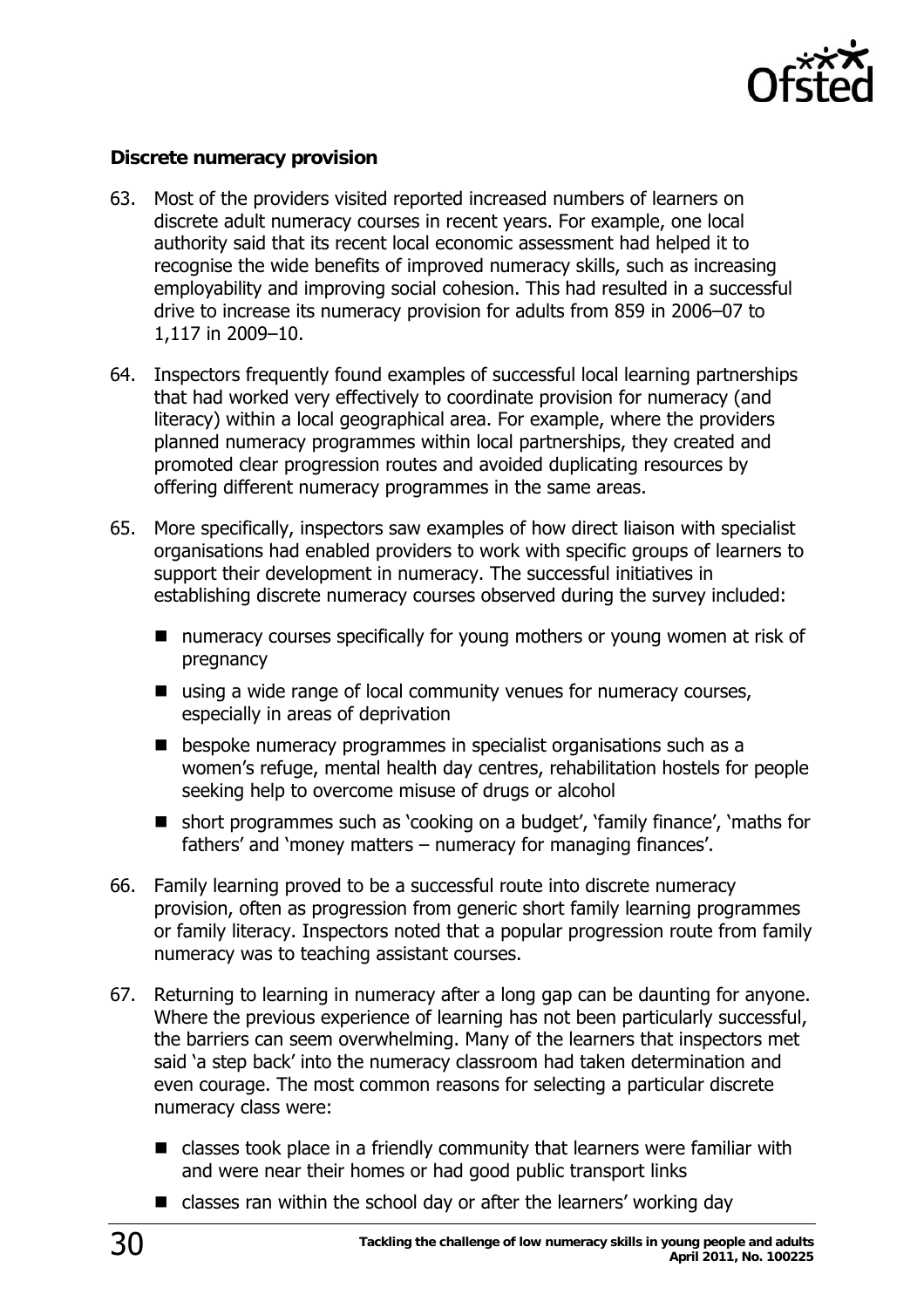### Discrete numeracy provision

63. Most of the providers visited reported increased numbers of learners on discrete adult numeracy courses in recent years. For example, one local authority said that its recent local economic assessment had helped it to recognise the wide benefits of improved numeracy skills, such as increasing employability and improving social cohesion. This had resulted in a successful drive to increase its numeracy provision for adults from 859 in 2006–07 to 1,117 in 2009–10.

64. Inspectors frequently found examples of successful local learning partnerships that had worked very effectively to coordinate provision for numeracy (and literacy) within a local geographical area. For example, where the providers planned numeracy programmes within local partnerships, they created and promoted clear progression routes and avoided duplicating resources by offering different numeracy programmes in the same areas.

65. More specifically, inspectors saw examples of how direct liaison with specialist organisations had enabled providers to work with specific groups of learners to support their development in numeracy. The successful initiatives in establishing discrete numeracy courses observed during the survey included:

   - numeracy courses specifically for young mothers or young women at risk of pregnancy
   - using a wide range of local community venues for numeracy courses, especially in areas of deprivation
   - bespoke numeracy programmes in specialist organisations such as a women's refuge, mental health day centres, rehabilitation hostels for people seeking help to overcome misuse of drugs or alcohol
   - short programmes such as 'cooking on a budget', 'family finance', 'maths for fathers' and 'money matters – numeracy for managing finances'.

66. Family learning proved to be a successful route into discrete numeracy provision, often as progression from generic short family learning programmes or family literacy. Inspectors noted that a popular progression route from family numeracy was to teaching assistant courses.

67. Returning to learning in numeracy after a long gap can be daunting for anyone. Where the previous experience of learning has not been particularly successful, the barriers can seem overwhelming. Many of the learners that inspectors met said 'a step back' into the numeracy classroom had taken determination and even courage. The most common reasons for selecting a particular discrete numeracy class were:

   - classes took place in a friendly community that learners were familiar with and were near their homes or had good public transport links
   - classes ran within the school day or after the learners' working day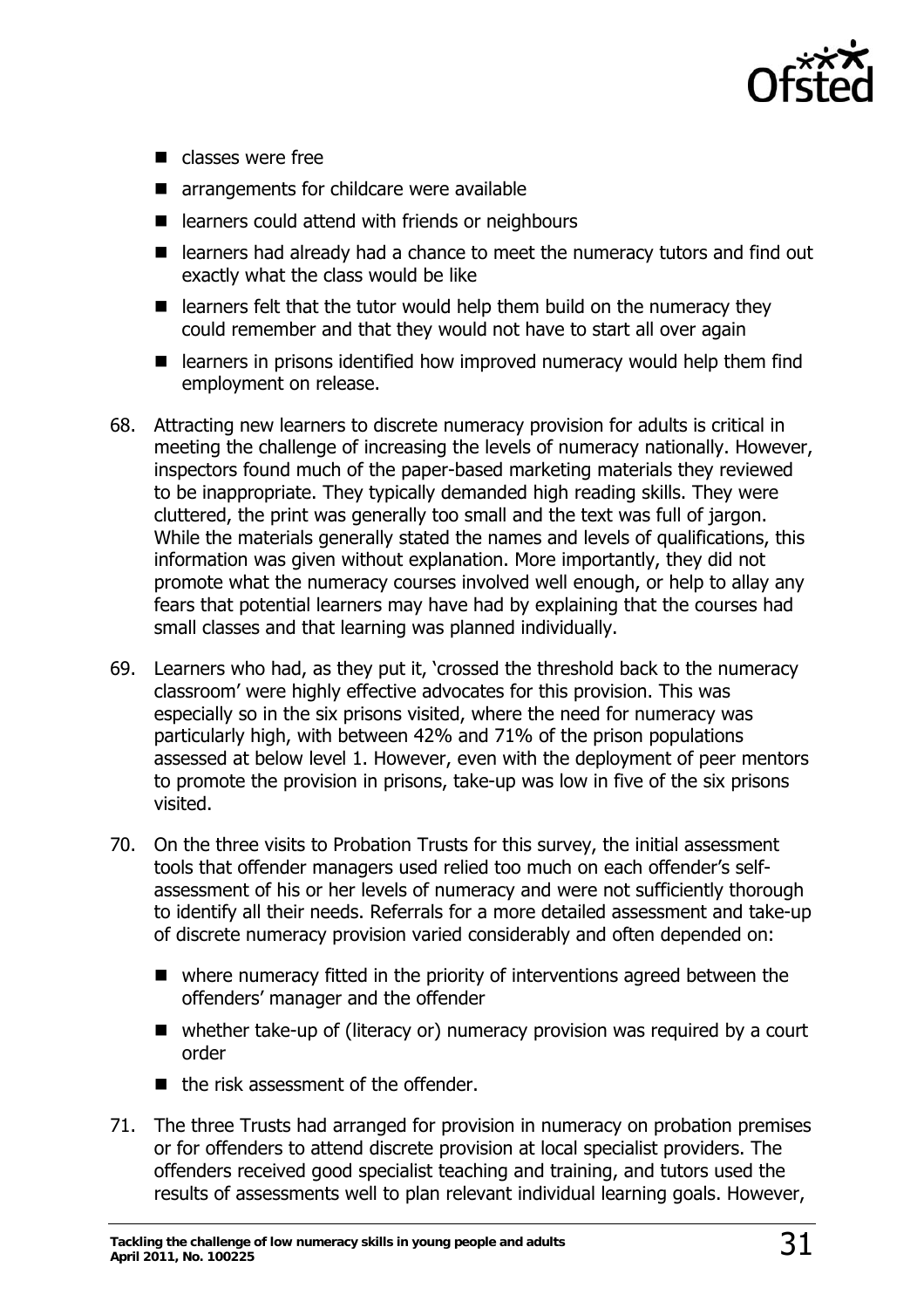- classes were free
- arrangements for childcare were available
- learners could attend with friends or neighbours
- learners had already had a chance to meet the numeracy tutors and find out exactly what the class would be like
- learners felt that the tutor would help them build on the numeracy they could remember and that they would not have to start all over again
- learners in prisons identified how improved numeracy would help them find employment on release.

68. Attracting new learners to discrete numeracy provision for adults is critical in meeting the challenge of increasing the levels of numeracy nationally. However, inspectors found much of the paper-based marketing materials they reviewed to be inappropriate. They typically demanded high reading skills. They were cluttered, the print was generally too small and the text was full of jargon. While the materials generally stated the names and levels of qualifications, this information was given without explanation. More importantly, they did not promote what the numeracy courses involved well enough, or help to allay any fears that potential learners may have had by explaining that the courses had small classes and that learning was planned individually.

69. Learners who had, as they put it, 'crossed the threshold back to the numeracy classroom' were highly effective advocates for this provision. This was especially so in the six prisons visited, where the need for numeracy was particularly high, with between 42% and 71% of the prison populations assessed at below level 1. However, even with the deployment of peer mentors to promote the provision in prisons, take-up was low in five of the six prisons visited.

70. On the three visits to Probation Trusts for this survey, the initial assessment tools that offender managers used relied too much on each offender's self-assessment of his or her levels of numeracy and were not sufficiently thorough to identify all their needs. Referrals for a more detailed assessment and take-up of discrete numeracy provision varied considerably and often depended on:

    - where numeracy fitted in the priority of interventions agreed between the offenders' manager and the offender
    - whether take-up of (literacy or) numeracy provision was required by a court order
    - the risk assessment of the offender.

71. The three Trusts had arranged for provision in numeracy on probation premises or for offenders to attend discrete provision at local specialist providers. The offenders received good specialist teaching and training, and tutors used the results of assessments well to plan relevant individual learning goals. However,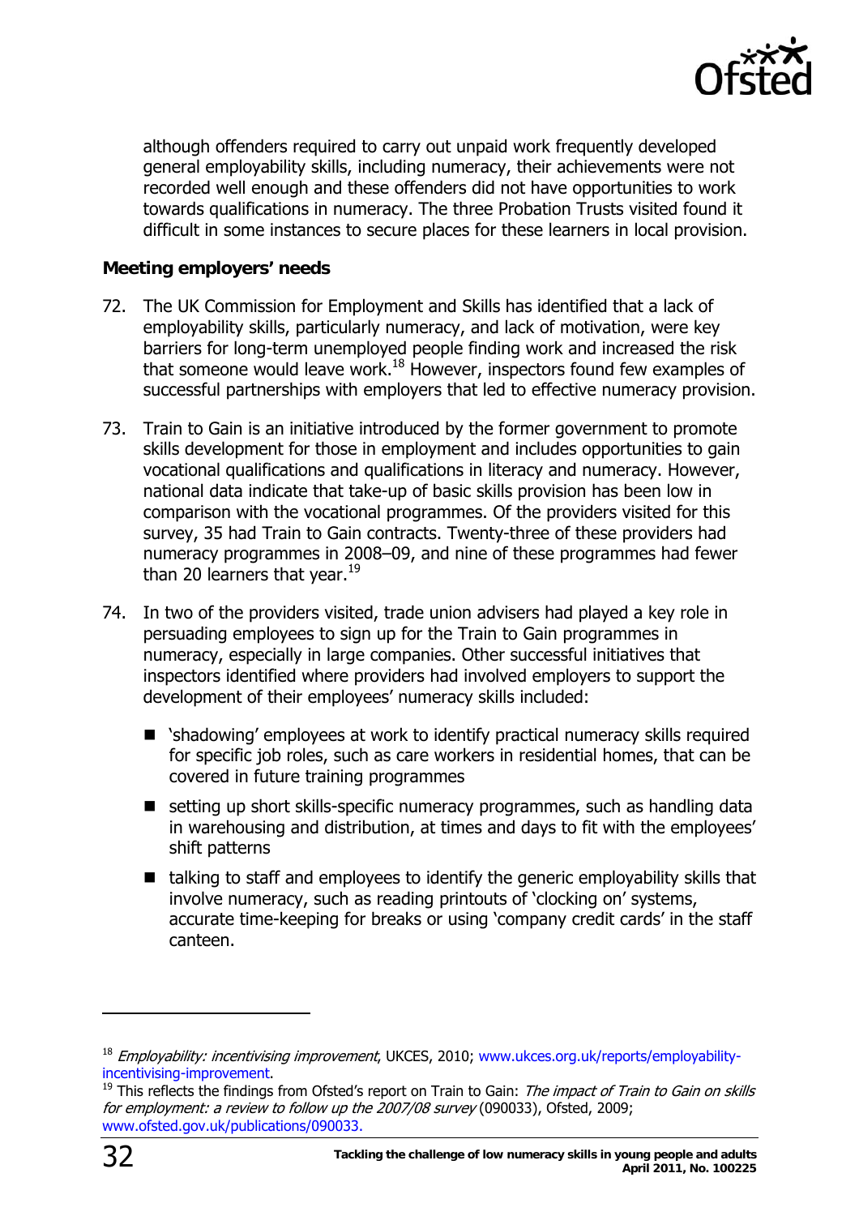although offenders required to carry out unpaid work frequently developed general employability skills, including numeracy, their achievements were not recorded well enough and these offenders did not have opportunities to work towards qualifications in numeracy. The three Probation Trusts visited found it difficult in some instances to secure places for these learners in local provision.

### Meeting employers' needs

72. The UK Commission for Employment and Skills has identified that a lack of employability skills, particularly numeracy, and lack of motivation, were key barriers for long-term unemployed people finding work and increased the risk that someone would leave work.[18] However, inspectors found few examples of successful partnerships with employers that led to effective numeracy provision.

73. Train to Gain is an initiative introduced by the former government to promote skills development for those in employment and includes opportunities to gain vocational qualifications and qualifications in literacy and numeracy. However, national data indicate that take-up of basic skills provision has been low in comparison with the vocational programmes. Of the providers visited for this survey, 35 had Train to Gain contracts. Twenty-three of these providers had numeracy programmes in 2008–09, and nine of these programmes had fewer than 20 learners that year.[19]

74. In two of the providers visited, trade union advisers had played a key role in persuading employees to sign up for the Train to Gain programmes in numeracy, especially in large companies. Other successful initiatives that inspectors identified where providers had involved employers to support the development of their employees' numeracy skills included:

   - 'shadowing' employees at work to identify practical numeracy skills required for specific job roles, such as care workers in residential homes, that can be covered in future training programmes
   - setting up short skills-specific numeracy programmes, such as handling data in warehousing and distribution, at times and days to fit with the employees' shift patterns
   - talking to staff and employees to identify the generic employability skills that involve numeracy, such as reading printouts of 'clocking on' systems, accurate time-keeping for breaks or using 'company credit cards' in the staff canteen.

---

[18] *Employability: incentivising improvement*, UKCES, 2010; www.ukces.org.uk/reports/employability-incentivising-improvement.

[19] This reflects the findings from Ofsted's report on Train to Gain: *The impact of Train to Gain on skills for employment: a review to follow up the 2007/08 survey* (090033), Ofsted, 2009; www.ofsted.gov.uk/publications/090033.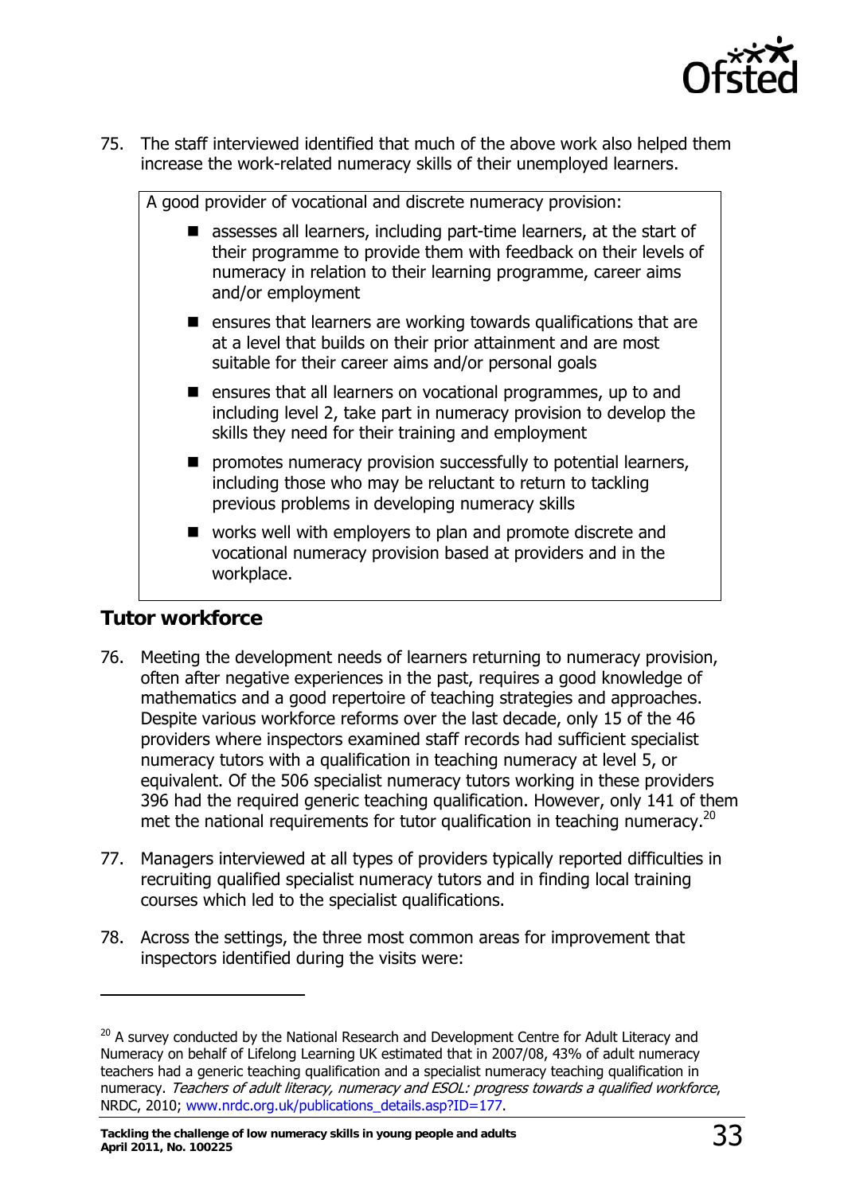75. The staff interviewed identified that much of the above work also helped them increase the work-related numeracy skills of their unemployed learners.

> A good provider of vocational and discrete numeracy provision:
>
> - assesses all learners, including part-time learners, at the start of their programme to provide them with feedback on their levels of numeracy in relation to their learning programme, career aims and/or employment
> - ensures that learners are working towards qualifications that are at a level that builds on their prior attainment and are most suitable for their career aims and/or personal goals
> - ensures that all learners on vocational programmes, up to and including level 2, take part in numeracy provision to develop the skills they need for their training and employment
> - promotes numeracy provision successfully to potential learners, including those who may be reluctant to return to tackling previous problems in developing numeracy skills
> - works well with employers to plan and promote discrete and vocational numeracy provision based at providers and in the workplace.

## Tutor workforce

76. Meeting the development needs of learners returning to numeracy provision, often after negative experiences in the past, requires a good knowledge of mathematics and a good repertoire of teaching strategies and approaches. Despite various workforce reforms over the last decade, only 15 of the 46 providers where inspectors examined staff records had sufficient specialist numeracy tutors with a qualification in teaching numeracy at level 5, or equivalent. Of the 506 specialist numeracy tutors working in these providers 396 had the required generic teaching qualification. However, only 141 of them met the national requirements for tutor qualification in teaching numeracy.[20]

77. Managers interviewed at all types of providers typically reported difficulties in recruiting qualified specialist numeracy tutors and in finding local training courses which led to the specialist qualifications.

78. Across the settings, the three most common areas for improvement that inspectors identified during the visits were:

---

[20] A survey conducted by the National Research and Development Centre for Adult Literacy and Numeracy on behalf of Lifelong Learning UK estimated that in 2007/08, 43% of adult numeracy teachers had a generic teaching qualification and a specialist numeracy teaching qualification in numeracy. *Teachers of adult literacy, numeracy and ESOL: progress towards a qualified workforce*, NRDC, 2010; www.nrdc.org.uk/publications_details.asp?ID=177.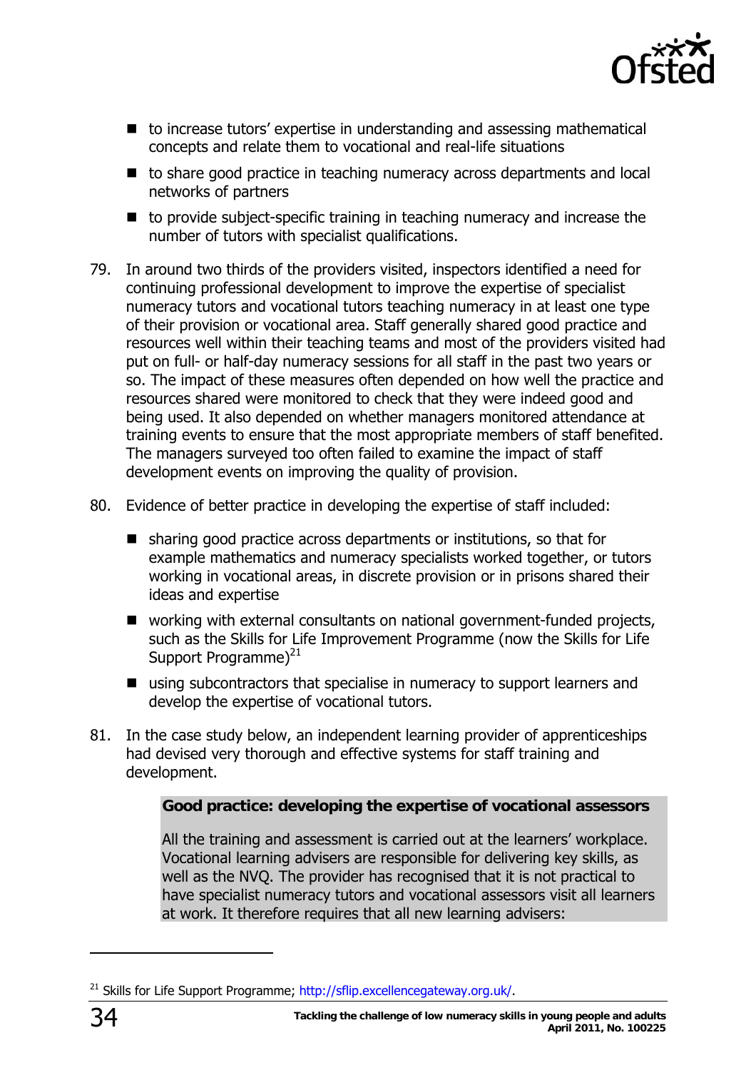- to increase tutors' expertise in understanding and assessing mathematical concepts and relate them to vocational and real-life situations
- to share good practice in teaching numeracy across departments and local networks of partners
- to provide subject-specific training in teaching numeracy and increase the number of tutors with specialist qualifications.

79. In around two thirds of the providers visited, inspectors identified a need for continuing professional development to improve the expertise of specialist numeracy tutors and vocational tutors teaching numeracy in at least one type of their provision or vocational area. Staff generally shared good practice and resources well within their teaching teams and most of the providers visited had put on full- or half-day numeracy sessions for all staff in the past two years or so. The impact of these measures often depended on how well the practice and resources shared were monitored to check that they were indeed good and being used. It also depended on whether managers monitored attendance at training events to ensure that the most appropriate members of staff benefited. The managers surveyed too often failed to examine the impact of staff development events on improving the quality of provision.

80. Evidence of better practice in developing the expertise of staff included:

- sharing good practice across departments or institutions, so that for example mathematics and numeracy specialists worked together, or tutors working in vocational areas, in discrete provision or in prisons shared their ideas and expertise
- working with external consultants on national government-funded projects, such as the Skills for Life Improvement Programme (now the Skills for Life Support Programme)[21]
- using subcontractors that specialise in numeracy to support learners and develop the expertise of vocational tutors.

81. In the case study below, an independent learning provider of apprenticeships had devised very thorough and effective systems for staff training and development.

**Good practice: developing the expertise of vocational assessors**

All the training and assessment is carried out at the learners' workplace. Vocational learning advisers are responsible for delivering key skills, as well as the NVQ. The provider has recognised that it is not practical to have specialist numeracy tutors and vocational assessors visit all learners at work. It therefore requires that all new learning advisers:

[21] Skills for Life Support Programme; http://sflip.excellencegateway.org.uk/.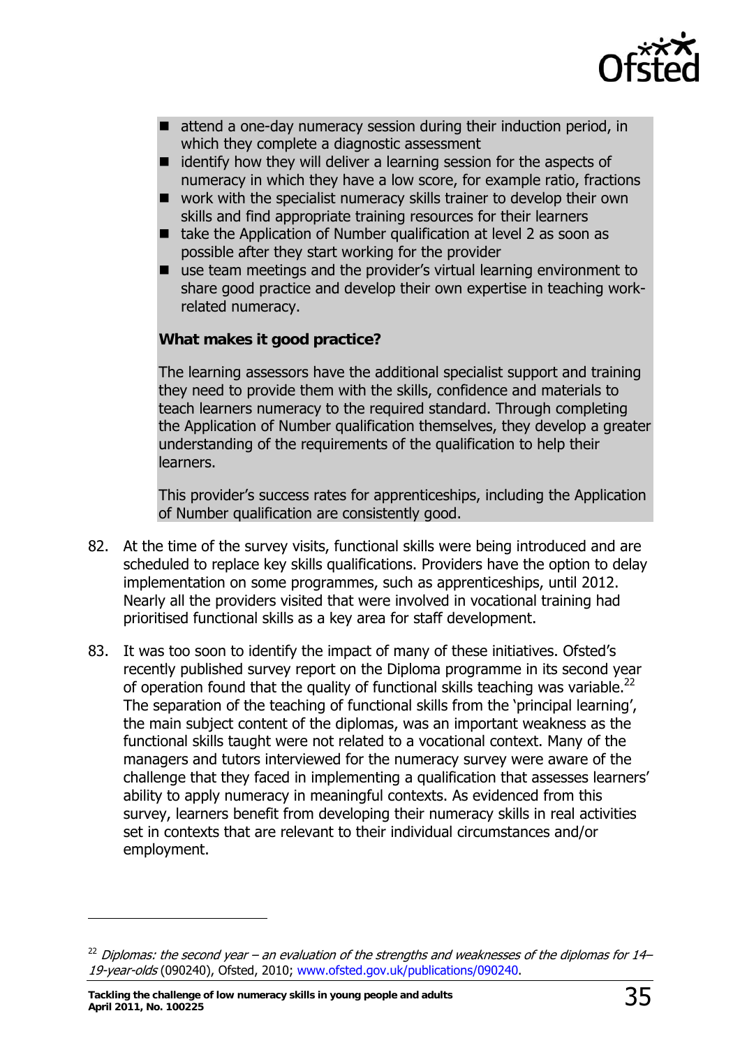- attend a one-day numeracy session during their induction period, in which they complete a diagnostic assessment
- identify how they will deliver a learning session for the aspects of numeracy in which they have a low score, for example ratio, fractions
- work with the specialist numeracy skills trainer to develop their own skills and find appropriate training resources for their learners
- take the Application of Number qualification at level 2 as soon as possible after they start working for the provider
- use team meetings and the provider's virtual learning environment to share good practice and develop their own expertise in teaching work-related numeracy.

**What makes it good practice?**

The learning assessors have the additional specialist support and training they need to provide them with the skills, confidence and materials to teach learners numeracy to the required standard. Through completing the Application of Number qualification themselves, they develop a greater understanding of the requirements of the qualification to help their learners.

This provider's success rates for apprenticeships, including the Application of Number qualification are consistently good.

82. At the time of the survey visits, functional skills were being introduced and are scheduled to replace key skills qualifications. Providers have the option to delay implementation on some programmes, such as apprenticeships, until 2012. Nearly all the providers visited that were involved in vocational training had prioritised functional skills as a key area for staff development.

83. It was too soon to identify the impact of many of these initiatives. Ofsted's recently published survey report on the Diploma programme in its second year of operation found that the quality of functional skills teaching was variable.[22] The separation of the teaching of functional skills from the 'principal learning', the main subject content of the diplomas, was an important weakness as the functional skills taught were not related to a vocational context. Many of the managers and tutors interviewed for the numeracy survey were aware of the challenge that they faced in implementing a qualification that assesses learners' ability to apply numeracy in meaningful contexts. As evidenced from this survey, learners benefit from developing their numeracy skills in real activities set in contexts that are relevant to their individual circumstances and/or employment.

---

[22] *Diplomas: the second year – an evaluation of the strengths and weaknesses of the diplomas for 14–19-year-olds* (090240), Ofsted, 2010; www.ofsted.gov.uk/publications/090240.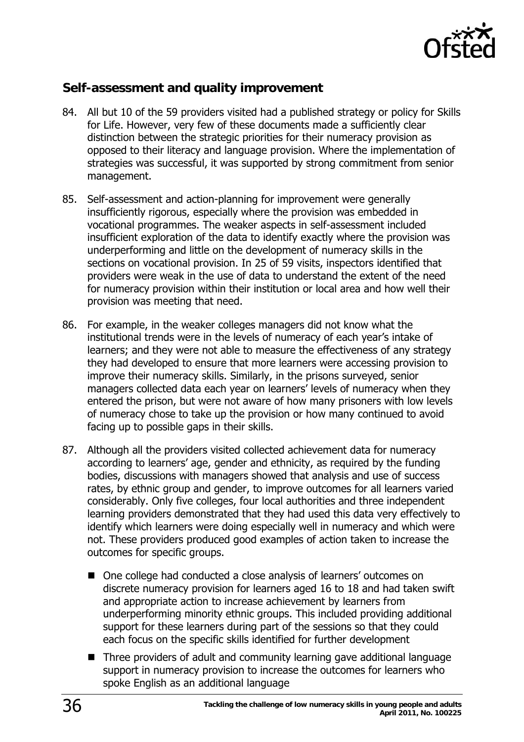## Self-assessment and quality improvement

84. All but 10 of the 59 providers visited had a published strategy or policy for Skills for Life. However, very few of these documents made a sufficiently clear distinction between the strategic priorities for their numeracy provision as opposed to their literacy and language provision. Where the implementation of strategies was successful, it was supported by strong commitment from senior management.

85. Self-assessment and action-planning for improvement were generally insufficiently rigorous, especially where the provision was embedded in vocational programmes. The weaker aspects in self-assessment included insufficient exploration of the data to identify exactly where the provision was underperforming and little on the development of numeracy skills in the sections on vocational provision. In 25 of 59 visits, inspectors identified that providers were weak in the use of data to understand the extent of the need for numeracy provision within their institution or local area and how well their provision was meeting that need.

86. For example, in the weaker colleges managers did not know what the institutional trends were in the levels of numeracy of each year's intake of learners; and they were not able to measure the effectiveness of any strategy they had developed to ensure that more learners were accessing provision to improve their numeracy skills. Similarly, in the prisons surveyed, senior managers collected data each year on learners' levels of numeracy when they entered the prison, but were not aware of how many prisoners with low levels of numeracy chose to take up the provision or how many continued to avoid facing up to possible gaps in their skills.

87. Although all the providers visited collected achievement data for numeracy according to learners' age, gender and ethnicity, as required by the funding bodies, discussions with managers showed that analysis and use of success rates, by ethnic group and gender, to improve outcomes for all learners varied considerably. Only five colleges, four local authorities and three independent learning providers demonstrated that they had used this data very effectively to identify which learners were doing especially well in numeracy and which were not. These providers produced good examples of action taken to increase the outcomes for specific groups.

    - One college had conducted a close analysis of learners' outcomes on discrete numeracy provision for learners aged 16 to 18 and had taken swift and appropriate action to increase achievement by learners from underperforming minority ethnic groups. This included providing additional support for these learners during part of the sessions so that they could each focus on the specific skills identified for further development
    - Three providers of adult and community learning gave additional language support in numeracy provision to increase the outcomes for learners who spoke English as an additional language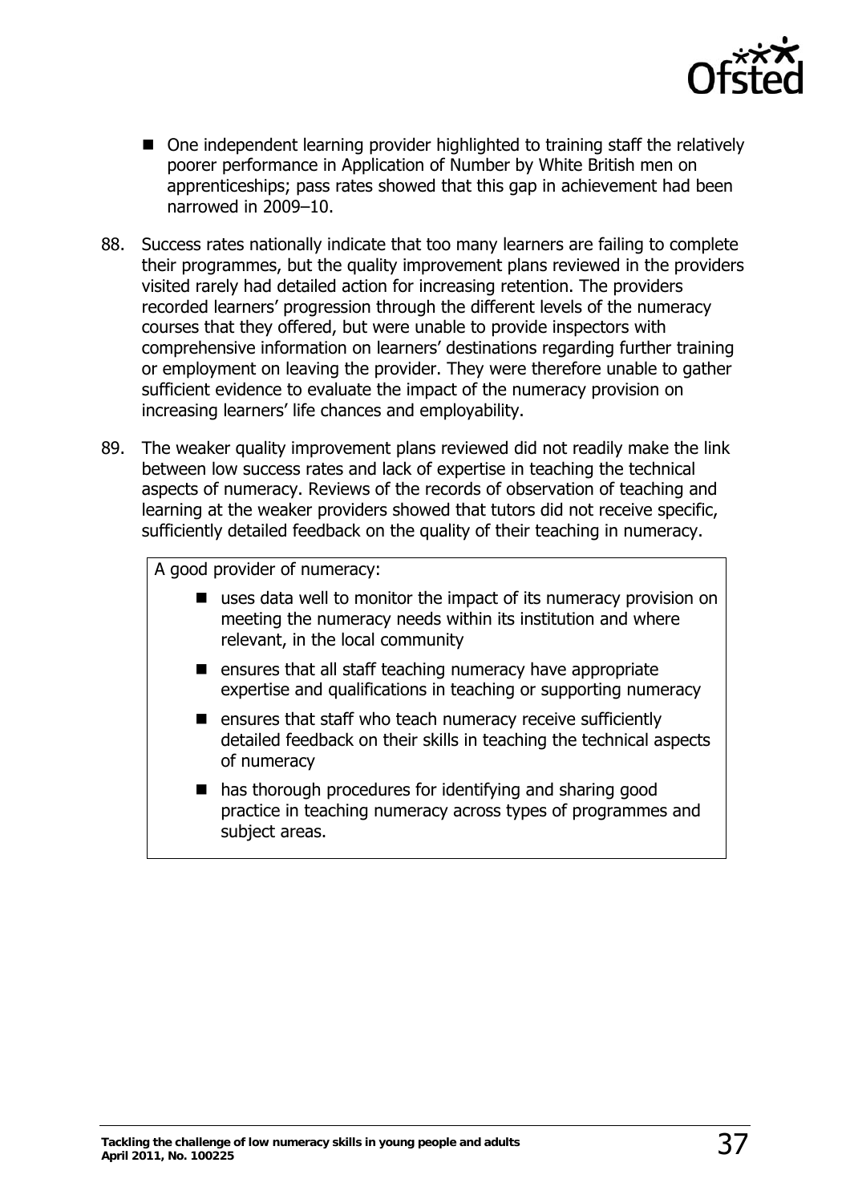- One independent learning provider highlighted to training staff the relatively poorer performance in Application of Number by White British men on apprenticeships; pass rates showed that this gap in achievement had been narrowed in 2009–10.

88. Success rates nationally indicate that too many learners are failing to complete their programmes, but the quality improvement plans reviewed in the providers visited rarely had detailed action for increasing retention. The providers recorded learners' progression through the different levels of the numeracy courses that they offered, but were unable to provide inspectors with comprehensive information on learners' destinations regarding further training or employment on leaving the provider. They were therefore unable to gather sufficient evidence to evaluate the impact of the numeracy provision on increasing learners' life chances and employability.

89. The weaker quality improvement plans reviewed did not readily make the link between low success rates and lack of expertise in teaching the technical aspects of numeracy. Reviews of the records of observation of teaching and learning at the weaker providers showed that tutors did not receive specific, sufficiently detailed feedback on the quality of their teaching in numeracy.

> A good provider of numeracy:
>
> - uses data well to monitor the impact of its numeracy provision on meeting the numeracy needs within its institution and where relevant, in the local community
> - ensures that all staff teaching numeracy have appropriate expertise and qualifications in teaching or supporting numeracy
> - ensures that staff who teach numeracy receive sufficiently detailed feedback on their skills in teaching the technical aspects of numeracy
> - has thorough procedures for identifying and sharing good practice in teaching numeracy across types of programmes and subject areas.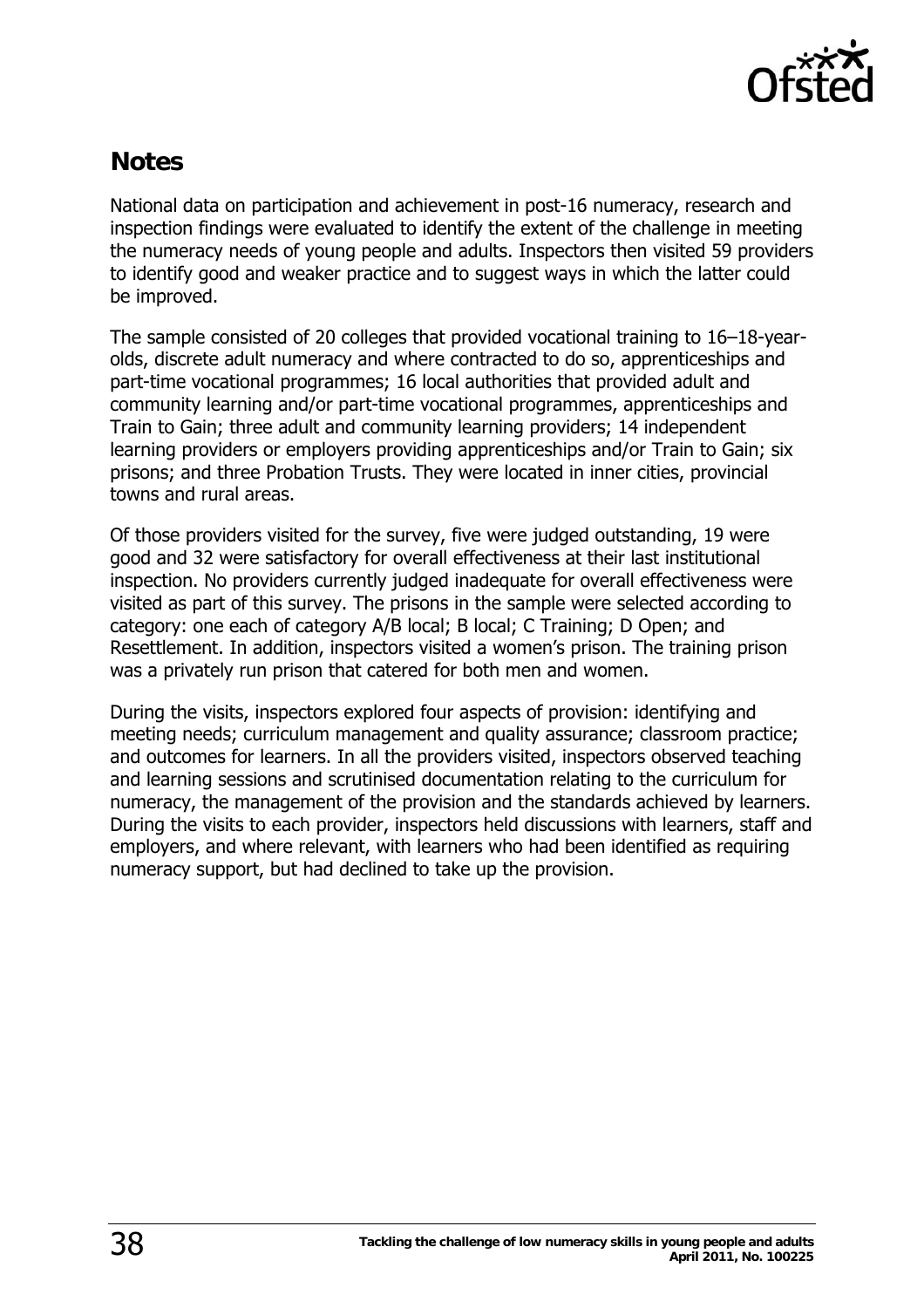## Notes

National data on participation and achievement in post-16 numeracy, research and inspection findings were evaluated to identify the extent of the challenge in meeting the numeracy needs of young people and adults. Inspectors then visited 59 providers to identify good and weaker practice and to suggest ways in which the latter could be improved.

The sample consisted of 20 colleges that provided vocational training to 16–18-year-olds, discrete adult numeracy and where contracted to do so, apprenticeships and part-time vocational programmes; 16 local authorities that provided adult and community learning and/or part-time vocational programmes, apprenticeships and Train to Gain; three adult and community learning providers; 14 independent learning providers or employers providing apprenticeships and/or Train to Gain; six prisons; and three Probation Trusts. They were located in inner cities, provincial towns and rural areas.

Of those providers visited for the survey, five were judged outstanding, 19 were good and 32 were satisfactory for overall effectiveness at their last institutional inspection. No providers currently judged inadequate for overall effectiveness were visited as part of this survey. The prisons in the sample were selected according to category: one each of category A/B local; B local; C Training; D Open; and Resettlement. In addition, inspectors visited a women's prison. The training prison was a privately run prison that catered for both men and women.

During the visits, inspectors explored four aspects of provision: identifying and meeting needs; curriculum management and quality assurance; classroom practice; and outcomes for learners. In all the providers visited, inspectors observed teaching and learning sessions and scrutinised documentation relating to the curriculum for numeracy, the management of the provision and the standards achieved by learners. During the visits to each provider, inspectors held discussions with learners, staff and employers, and where relevant, with learners who had been identified as requiring numeracy support, but had declined to take up the provision.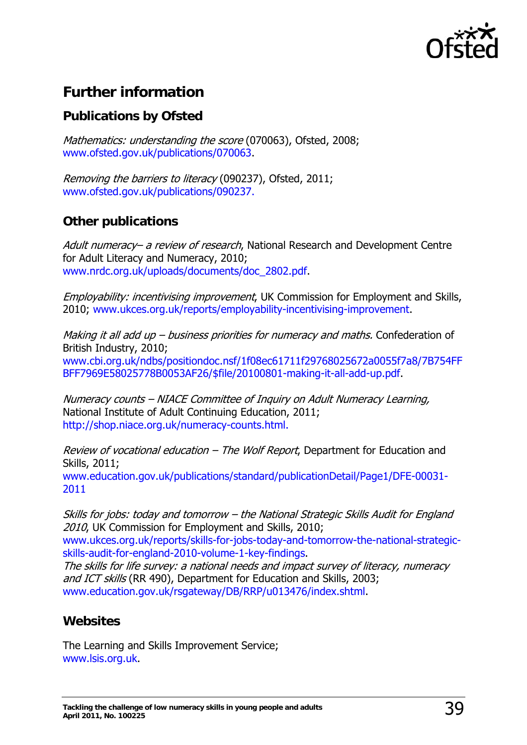## Further information

### Publications by Ofsted

*Mathematics: understanding the score* (070063), Ofsted, 2008; www.ofsted.gov.uk/publications/070063.

*Removing the barriers to literacy* (090237), Ofsted, 2011; www.ofsted.gov.uk/publications/090237.

### Other publications

*Adult numeracy– a review of research*, National Research and Development Centre for Adult Literacy and Numeracy, 2010; www.nrdc.org.uk/uploads/documents/doc_2802.pdf.

*Employability: incentivising improvement*, UK Commission for Employment and Skills, 2010; www.ukces.org.uk/reports/employability-incentivising-improvement.

*Making it all add up – business priorities for numeracy and maths.* Confederation of British Industry, 2010; www.cbi.org.uk/ndbs/positiondoc.nsf/1f08ec61711f29768025672a0055f7a8/7B754FFBFF7969E58025778B0053AF26/$file/20100801-making-it-all-add-up.pdf.

*Numeracy counts – NIACE Committee of Inquiry on Adult Numeracy Learning,* National Institute of Adult Continuing Education, 2011; http://shop.niace.org.uk/numeracy-counts.html.

*Review of vocational education – The Wolf Report*, Department for Education and Skills, 2011; www.education.gov.uk/publications/standard/publicationDetail/Page1/DFE-00031-2011

*Skills for jobs: today and tomorrow – the National Strategic Skills Audit for England 2010*, UK Commission for Employment and Skills, 2010; www.ukces.org.uk/reports/skills-for-jobs-today-and-tomorrow-the-national-strategic-skills-audit-for-england-2010-volume-1-key-findings.

*The skills for life survey: a national needs and impact survey of literacy, numeracy and ICT skills* (RR 490), Department for Education and Skills, 2003; www.education.gov.uk/rsgateway/DB/RRP/u013476/index.shtml.

### Websites

The Learning and Skills Improvement Service; www.lsis.org.uk.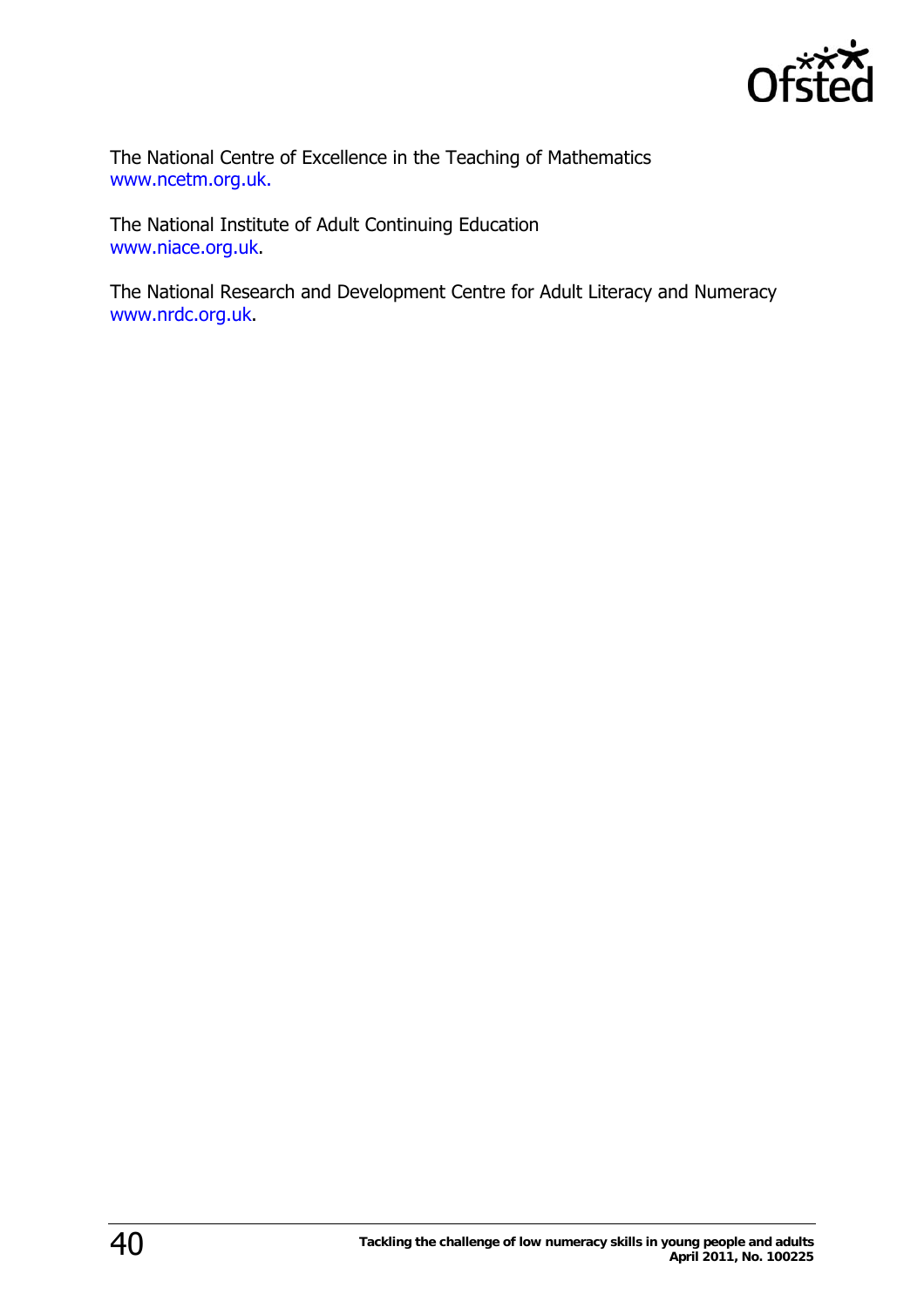The National Centre of Excellence in the Teaching of Mathematics
www.ncetm.org.uk.

The National Institute of Adult Continuing Education
www.niace.org.uk.

The National Research and Development Centre for Adult Literacy and Numeracy
www.nrdc.org.uk.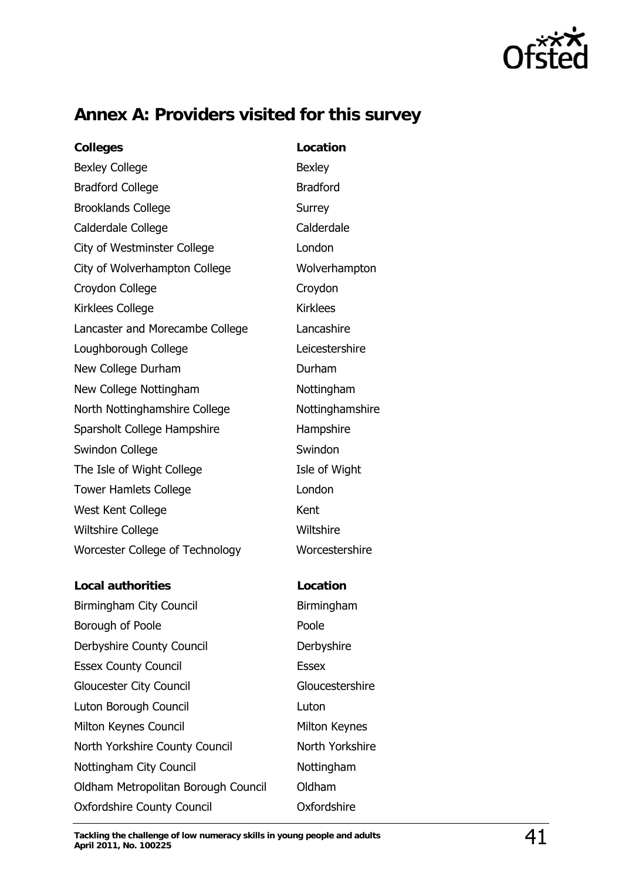## Annex A: Providers visited for this survey

| Colleges | Location |
| --- | --- |
| Bexley College | Bexley |
| Bradford College | Bradford |
| Brooklands College | Surrey |
| Calderdale College | Calderdale |
| City of Westminster College | London |
| City of Wolverhampton College | Wolverhampton |
| Croydon College | Croydon |
| Kirklees College | Kirklees |
| Lancaster and Morecambe College | Lancashire |
| Loughborough College | Leicestershire |
| New College Durham | Durham |
| New College Nottingham | Nottingham |
| North Nottinghamshire College | Nottinghamshire |
| Sparsholt College Hampshire | Hampshire |
| Swindon College | Swindon |
| The Isle of Wight College | Isle of Wight |
| Tower Hamlets College | London |
| West Kent College | Kent |
| Wiltshire College | Wiltshire |
| Worcester College of Technology | Worcestershire |

| Local authorities | Location |
| --- | --- |
| Birmingham City Council | Birmingham |
| Borough of Poole | Poole |
| Derbyshire County Council | Derbyshire |
| Essex County Council | Essex |
| Gloucester City Council | Gloucestershire |
| Luton Borough Council | Luton |
| Milton Keynes Council | Milton Keynes |
| North Yorkshire County Council | North Yorkshire |
| Nottingham City Council | Nottingham |
| Oldham Metropolitan Borough Council | Oldham |
| Oxfordshire County Council | Oxfordshire |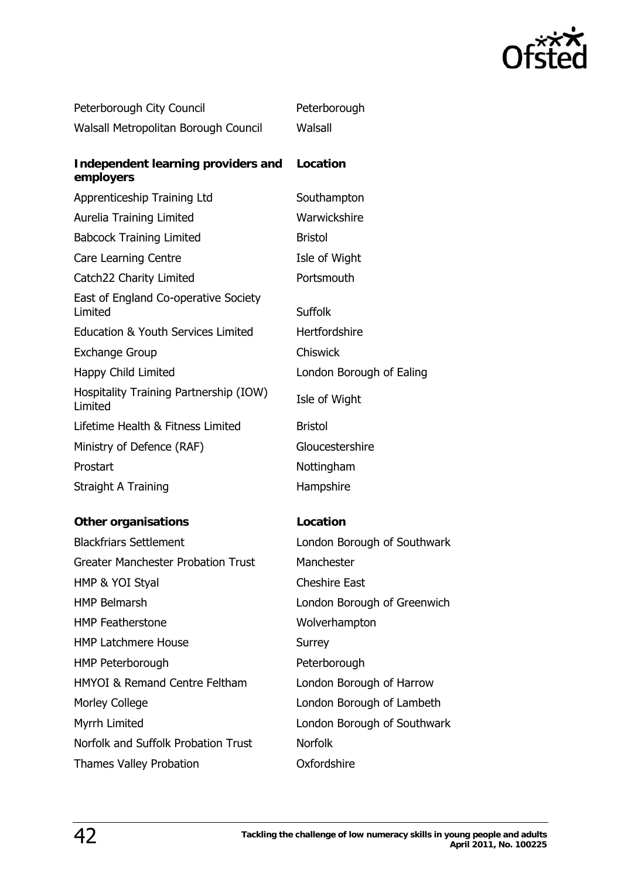| | |
|---|---|
| Peterborough City Council | Peterborough |
| Walsall Metropolitan Borough Council | Walsall |

| **Independent learning providers and employers** | **Location** |
|---|---|
| Apprenticeship Training Ltd | Southampton |
| Aurelia Training Limited | Warwickshire |
| Babcock Training Limited | Bristol |
| Care Learning Centre | Isle of Wight |
| Catch22 Charity Limited | Portsmouth |
| East of England Co-operative Society Limited | Suffolk |
| Education & Youth Services Limited | Hertfordshire |
| Exchange Group | Chiswick |
| Happy Child Limited | London Borough of Ealing |
| Hospitality Training Partnership (IOW) Limited | Isle of Wight |
| Lifetime Health & Fitness Limited | Bristol |
| Ministry of Defence (RAF) | Gloucestershire |
| Prostart | Nottingham |
| Straight A Training | Hampshire |

| **Other organisations** | **Location** |
|---|---|
| Blackfriars Settlement | London Borough of Southwark |
| Greater Manchester Probation Trust | Manchester |
| HMP & YOI Styal | Cheshire East |
| HMP Belmarsh | London Borough of Greenwich |
| HMP Featherstone | Wolverhampton |
| HMP Latchmere House | Surrey |
| HMP Peterborough | Peterborough |
| HMYOI & Remand Centre Feltham | London Borough of Harrow |
| Morley College | London Borough of Lambeth |
| Myrrh Limited | London Borough of Southwark |
| Norfolk and Suffolk Probation Trust | Norfolk |
| Thames Valley Probation | Oxfordshire |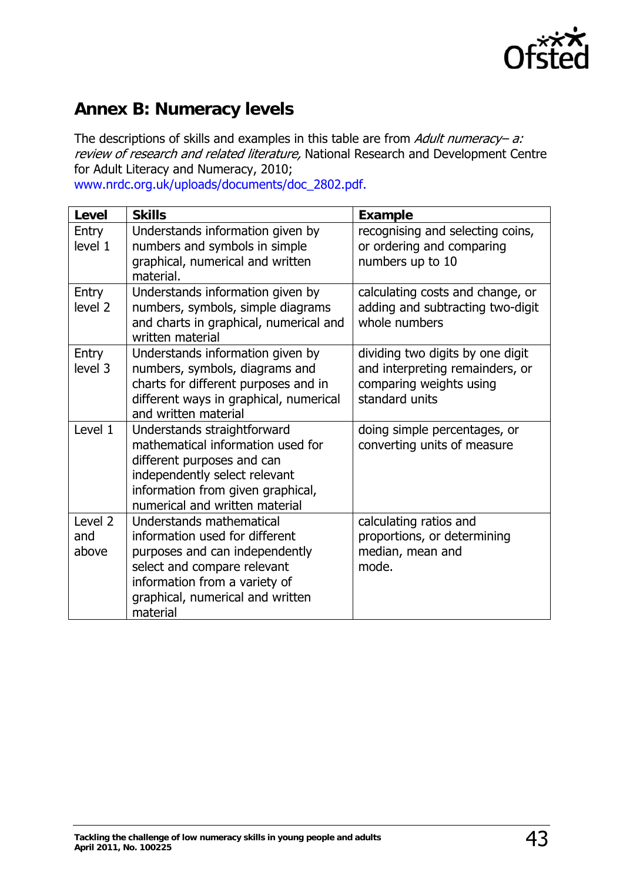## Annex B: Numeracy levels

The descriptions of skills and examples in this table are from *Adult numeracy– a: review of research and related literature,* National Research and Development Centre for Adult Literacy and Numeracy, 2010; www.nrdc.org.uk/uploads/documents/doc_2802.pdf.

| Level | Skills | Example |
|---|---|---|
| Entry level 1 | Understands information given by numbers and symbols in simple graphical, numerical and written material. | recognising and selecting coins, or ordering and comparing numbers up to 10 |
| Entry level 2 | Understands information given by numbers, symbols, simple diagrams and charts in graphical, numerical and written material | calculating costs and change, or adding and subtracting two-digit whole numbers |
| Entry level 3 | Understands information given by numbers, symbols, diagrams and charts for different purposes and in different ways in graphical, numerical and written material | dividing two digits by one digit and interpreting remainders, or comparing weights using standard units |
| Level 1 | Understands straightforward mathematical information used for different purposes and can independently select relevant information from given graphical, numerical and written material | doing simple percentages, or converting units of measure |
| Level 2 and above | Understands mathematical information used for different purposes and can independently select and compare relevant information from a variety of graphical, numerical and written material | calculating ratios and proportions, or determining median, mean and mode. |